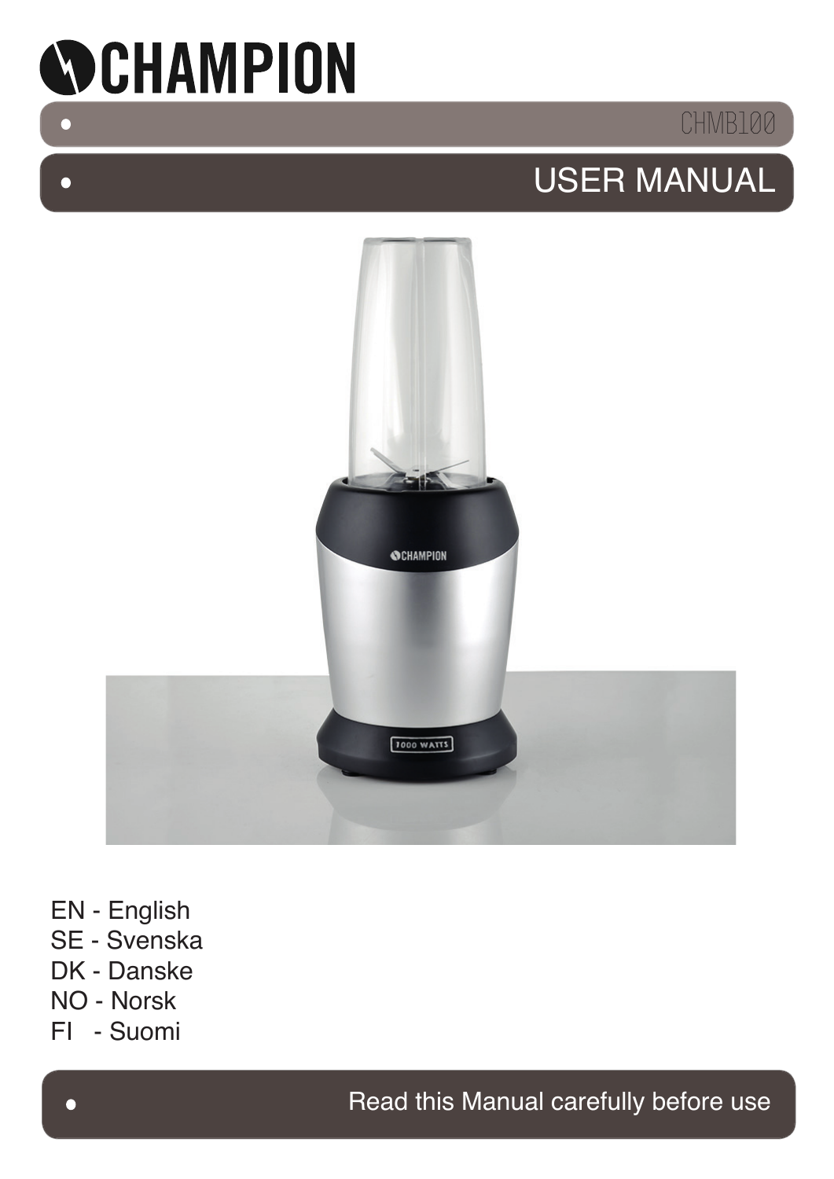# CHAMPION

CHMB100

## USER MANUAL

EN - English
SE - Svenska
DK - Danske
NO - Norsk
FI - Suomi

Read this Manual carefully before use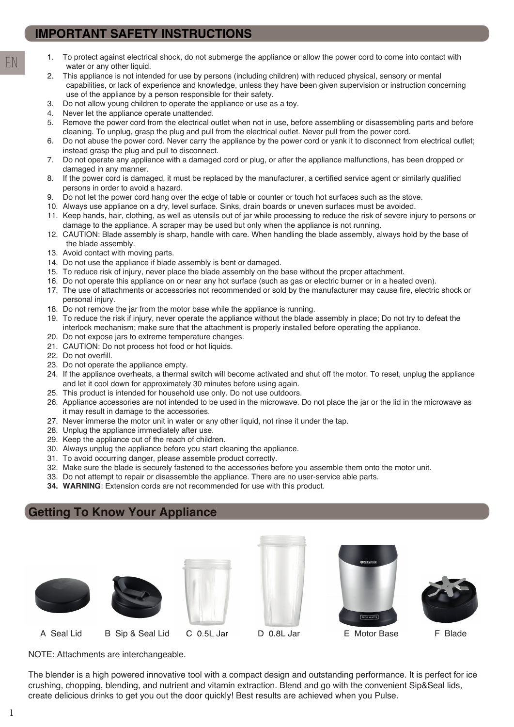## IMPORTANT SAFETY INSTRUCTIONS

1. To protect against electrical shock, do not submerge the appliance or allow the power cord to come into contact with water or any other liquid.
2. This appliance is not intended for use by persons (including children) with reduced physical, sensory or mental capabilities, or lack of experience and knowledge, unless they have been given supervision or instruction concerning use of the appliance by a person responsible for their safety.
3. Do not allow young children to operate the appliance or use as a toy.
4. Never let the appliance operate unattended.
5. Remove the power cord from the electrical outlet when not in use, before assembling or disassembling parts and before cleaning. To unplug, grasp the plug and pull from the electrical outlet. Never pull from the power cord.
6. Do not abuse the power cord. Never carry the appliance by the power cord or yank it to disconnect from electrical outlet; instead grasp the plug and pull to disconnect.
7. Do not operate any appliance with a damaged cord or plug, or after the appliance malfunctions, has been dropped or damaged in any manner.
8. If the power cord is damaged, it must be replaced by the manufacturer, a certified service agent or similarly qualified persons in order to avoid a hazard.
9. Do not let the power cord hang over the edge of table or counter or touch hot surfaces such as the stove.
10. Always use appliance on a dry, level surface. Sinks, drain boards or uneven surfaces must be avoided.
11. Keep hands, hair, clothing, as well as utensils out of jar while processing to reduce the risk of severe injury to persons or damage to the appliance. A scraper may be used but only when the appliance is not running.
12. CAUTION: Blade assembly is sharp, handle with care. When handling the blade assembly, always hold by the base of the blade assembly.
13. Avoid contact with moving parts.
14. Do not use the appliance if blade assembly is bent or damaged.
15. To reduce risk of injury, never place the blade assembly on the base without the proper attachment.
16. Do not operate this appliance on or near any hot surface (such as gas or electric burner or in a heated oven).
17. The use of attachments or accessories not recommended or sold by the manufacturer may cause fire, electric shock or personal injury.
18. Do not remove the jar from the motor base while the appliance is running.
19. To reduce the risk if injury, never operate the appliance without the blade assembly in place; Do not try to defeat the interlock mechanism; make sure that the attachment is properly installed before operating the appliance.
20. Do not expose jars to extreme temperature changes.
21. CAUTION: Do not process hot food or hot liquids.
22. Do not overfill.
23. Do not operate the appliance empty.
24. If the appliance overheats, a thermal switch will become activated and shut off the motor. To reset, unplug the appliance and let it cool down for approximately 30 minutes before using again.
25. This product is intended for household use only. Do not use outdoors.
26. Appliance accessories are not intended to be used in the microwave. Do not place the jar or the lid in the microwave as it may result in damage to the accessories.
27. Never immerse the motor unit in water or any other liquid, not rinse it under the tap.
28. Unplug the appliance immediately after use.
29. Keep the appliance out of the reach of children.
30. Always unplug the appliance before you start cleaning the appliance.
31. To avoid occurring danger, please assemble product correctly.
32. Make sure the blade is securely fastened to the accessories before you assemble them onto the motor unit.
33. Do not attempt to repair or disassemble the appliance. There are no user-service able parts.
34. **WARNING**: Extension cords are not recommended for use with this product.

## Getting To Know Your Appliance

A Seal Lid B Sip & Seal Lid C 0.5L Jar D 0.8L Jar E Motor Base F Blade

NOTE: Attachments are interchangeable.

The blender is a high powered innovative tool with a compact design and outstanding performance. It is perfect for ice crushing, chopping, blending, and nutrient and vitamin extraction. Blend and go with the convenient Sip&Seal lids, create delicious drinks to get you out the door quickly! Best results are achieved when you Pulse.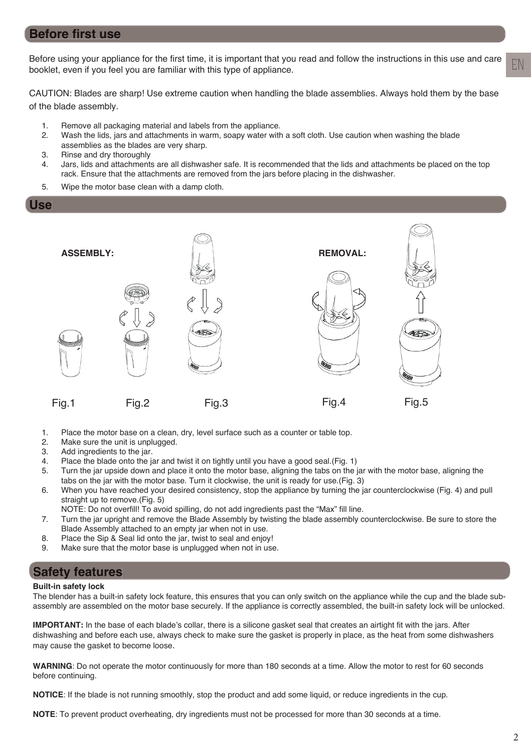## Before first use

Before using your appliance for the first time, it is important that you read and follow the instructions in this use and care booklet, even if you feel you are familiar with this type of appliance.

CAUTION: Blades are sharp! Use extreme caution when handling the blade assemblies. Always hold them by the base of the blade assembly.

1. Remove all packaging material and labels from the appliance.
2. Wash the lids, jars and attachments in warm, soapy water with a soft cloth. Use caution when washing the blade assemblies as the blades are very sharp.
3. Rinse and dry thoroughly
4. Jars, lids and attachments are all dishwasher safe. It is recommended that the lids and attachments be placed on the top rack. Ensure that the attachments are removed from the jars before placing in the dishwasher.
5. Wipe the motor base clean with a damp cloth.

## Use

**ASSEMBLY:**

Fig.1 Fig.2 Fig.3

**REMOVAL:**

Fig.4 Fig.5

1. Place the motor base on a clean, dry, level surface such as a counter or table top.
2. Make sure the unit is unplugged.
3. Add ingredients to the jar.
4. Place the blade onto the jar and twist it on tightly until you have a good seal.(Fig. 1)
5. Turn the jar upside down and place it onto the motor base, aligning the tabs on the jar with the motor base, aligning the tabs on the jar with the motor base. Turn it clockwise, the unit is ready for use.(Fig. 3)
6. When you have reached your desired consistency, stop the appliance by turning the jar counterclockwise (Fig. 4) and pull straight up to remove.(Fig. 5)
   NOTE: Do not overfill! To avoid spilling, do not add ingredients past the "Max" fill line.
7. Turn the jar upright and remove the Blade Assembly by twisting the blade assembly counterclockwise. Be sure to store the Blade Assembly attached to an empty jar when not in use.
8. Place the Sip & Seal lid onto the jar, twist to seal and enjoy!
9. Make sure that the motor base is unplugged when not in use.

## Safety features

**Built-in safety lock**

The blender has a built-in safety lock feature, this ensures that you can only switch on the appliance while the cup and the blade sub-assembly are assembled on the motor base securely. If the appliance is correctly assembled, the built-in safety lock will be unlocked.

**IMPORTANT:** In the base of each blade's collar, there is a silicone gasket seal that creates an airtight fit with the jars. After dishwashing and before each use, always check to make sure the gasket is properly in place, as the heat from some dishwashers may cause the gasket to become loose.

**WARNING**: Do not operate the motor continuously for more than 180 seconds at a time. Allow the motor to rest for 60 seconds before continuing.

**NOTICE**: If the blade is not running smoothly, stop the product and add some liquid, or reduce ingredients in the cup.

**NOTE**: To prevent product overheating, dry ingredients must not be processed for more than 30 seconds at a time.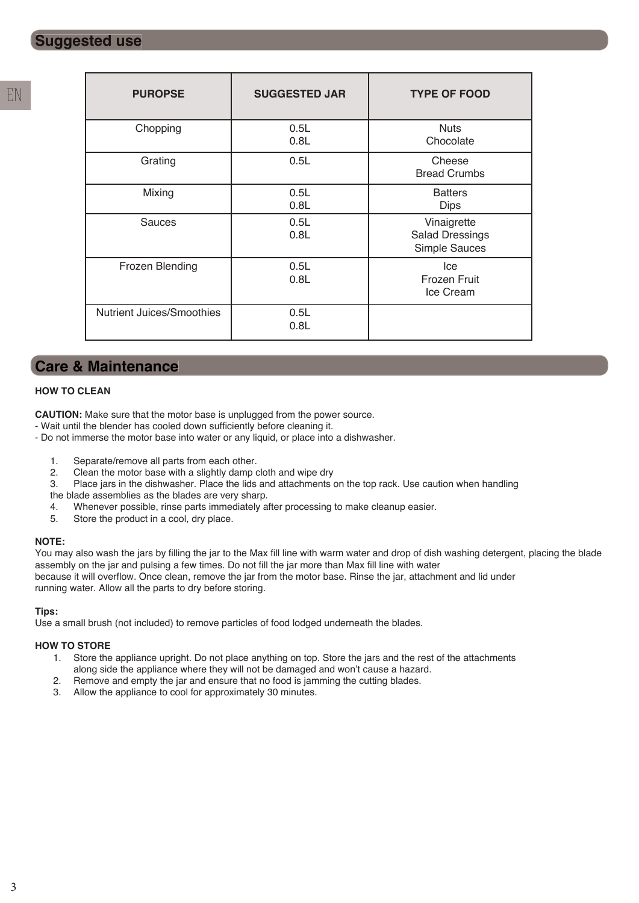## Suggested use

| PUROPSE | SUGGESTED JAR | TYPE OF FOOD |
|---|---|---|
| Chopping | 0.5L<br>0.8L | Nuts<br>Chocolate |
| Grating | 0.5L | Cheese<br>Bread Crumbs |
| Mixing | 0.5L<br>0.8L | Batters<br>Dips |
| Sauces | 0.5L<br>0.8L | Vinaigrette<br>Salad Dressings<br>Simple Sauces |
| Frozen Blending | 0.5L<br>0.8L | Ice<br>Frozen Fruit<br>Ice Cream |
| Nutrient Juices/Smoothies | 0.5L<br>0.8L | |

## Care & Maintenance

**HOW TO CLEAN**

**CAUTION:** Make sure that the motor base is unplugged from the power source.
- Wait until the blender has cooled down sufficiently before cleaning it.
- Do not immerse the motor base into water or any liquid, or place into a dishwasher.

1. Separate/remove all parts from each other.
2. Clean the motor base with a slightly damp cloth and wipe dry
3. Place jars in the dishwasher. Place the lids and attachments on the top rack. Use caution when handling the blade assemblies as the blades are very sharp.
4. Whenever possible, rinse parts immediately after processing to make cleanup easier.
5. Store the product in a cool, dry place.

**NOTE:**
You may also wash the jars by filling the jar to the Max fill line with warm water and drop of dish washing detergent, placing the blade assembly on the jar and pulsing a few times. Do not fill the jar more than Max fill line with water because it will overflow. Once clean, remove the jar from the motor base. Rinse the jar, attachment and lid under running water. Allow all the parts to dry before storing.

**Tips:**
Use a small brush (not included) to remove particles of food lodged underneath the blades.

**HOW TO STORE**

1. Store the appliance upright. Do not place anything on top. Store the jars and the rest of the attachments along side the appliance where they will not be damaged and won't cause a hazard.
2. Remove and empty the jar and ensure that no food is jamming the cutting blades.
3. Allow the appliance to cool for approximately 30 minutes.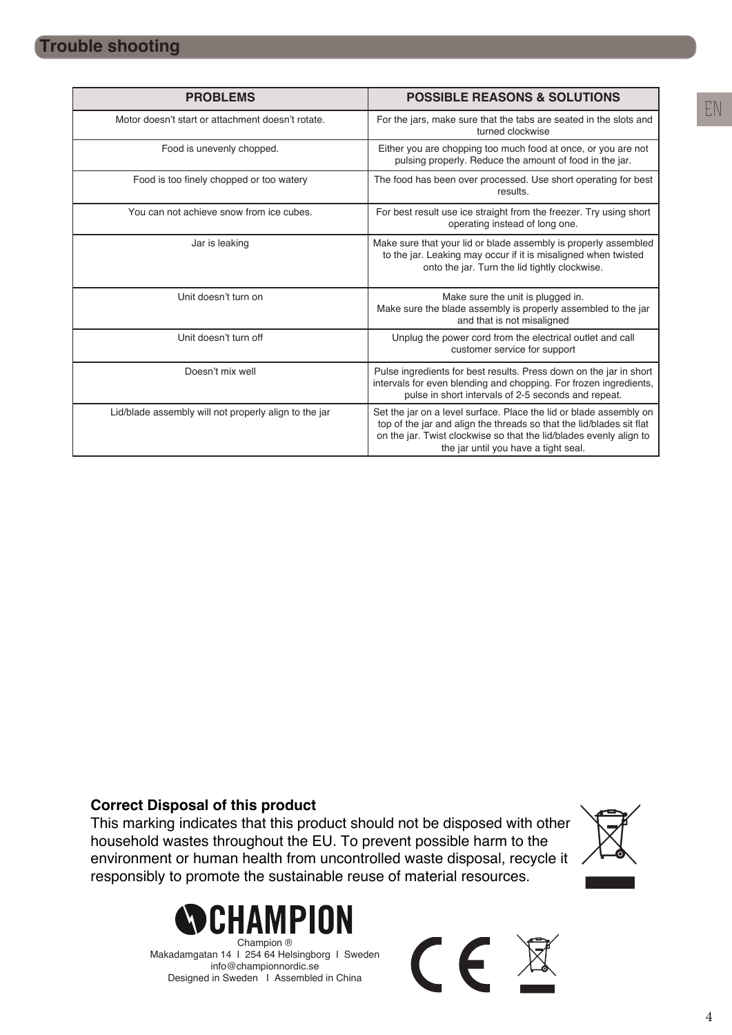## Trouble shooting

| PROBLEMS | POSSIBLE REASONS & SOLUTIONS |
|---|---|
| Motor doesn't start or attachment doesn't rotate. | For the jars, make sure that the tabs are seated in the slots and turned clockwise |
| Food is unevenly chopped. | Either you are chopping too much food at once, or you are not pulsing properly. Reduce the amount of food in the jar. |
| Food is too finely chopped or too watery | The food has been over processed. Use short operating for best results. |
| You can not achieve snow from ice cubes. | For best result use ice straight from the freezer. Try using short operating instead of long one. |
| Jar is leaking | Make sure that your lid or blade assembly is properly assembled to the jar. Leaking may occur if it is misaligned when twisted onto the jar. Turn the lid tightly clockwise. |
| Unit doesn't turn on | Make sure the unit is plugged in. Make sure the blade assembly is properly assembled to the jar and that is not misaligned |
| Unit doesn't turn off | Unplug the power cord from the electrical outlet and call customer service for support |
| Doesn't mix well | Pulse ingredients for best results. Press down on the jar in short intervals for even blending and chopping. For frozen ingredients, pulse in short intervals of 2-5 seconds and repeat. |
| Lid/blade assembly will not properly align to the jar | Set the jar on a level surface. Place the lid or blade assembly on top of the jar and align the threads so that the lid/blades sit flat on the jar. Twist clockwise so that the lid/blades evenly align to the jar until you have a tight seal. |

**Correct Disposal of this product**

This marking indicates that this product should not be disposed with other household wastes throughout the EU. To prevent possible harm to the environment or human health from uncontrolled waste disposal, recycle it responsibly to promote the sustainable reuse of material resources.

CHAMPION

Champion ®
Makadamgatan 14 I 254 64 Helsingborg I Sweden
info@championnordic.se
Designed in Sweden I Assembled in China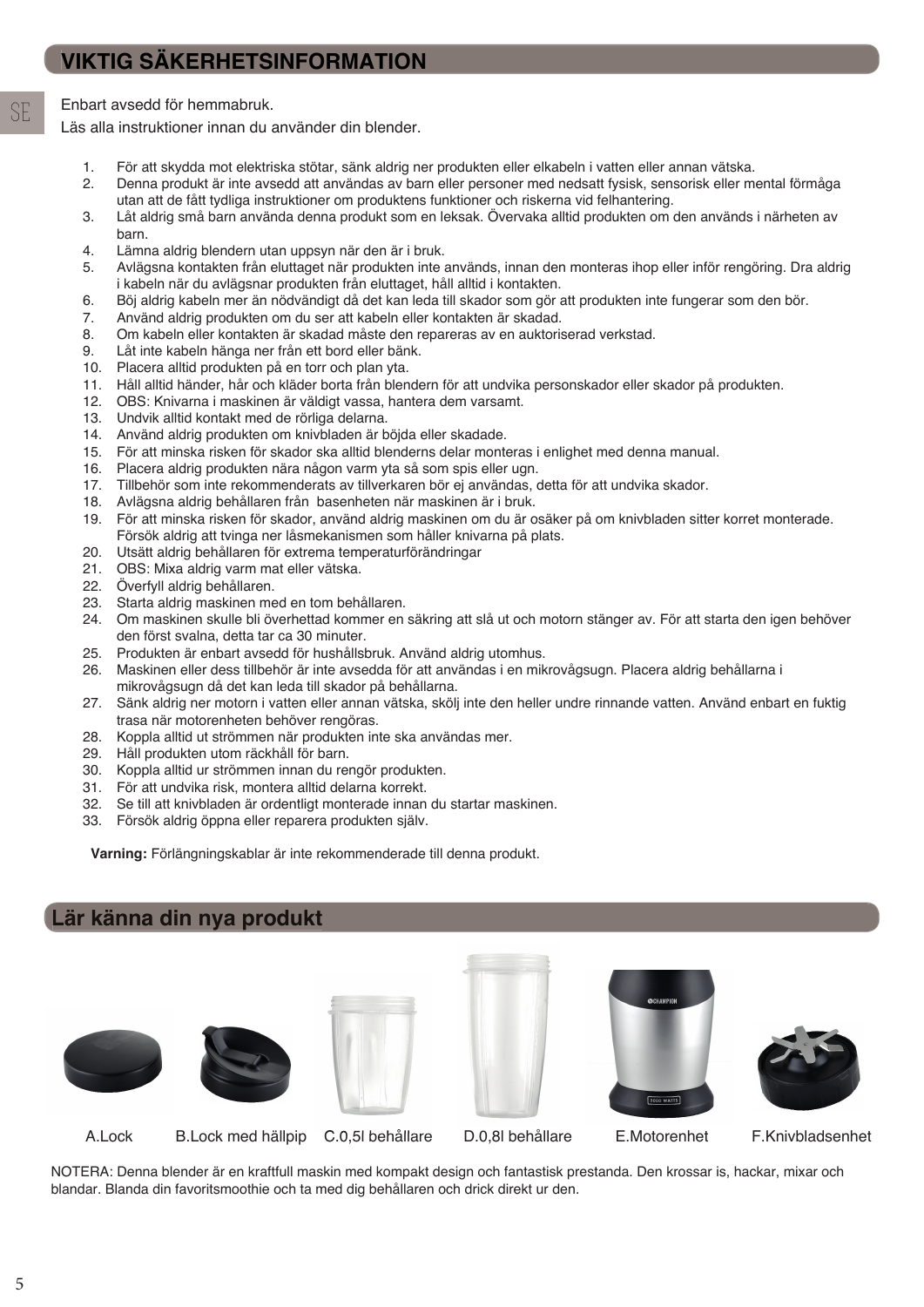## VIKTIG SÄKERHETSINFORMATION

Enbart avsedd för hemmabruk.

Läs alla instruktioner innan du använder din blender.

1. För att skydda mot elektriska stötar, sänk aldrig ner produkten eller elkabeln i vatten eller annan vätska.
2. Denna produkt är inte avsedd att användas av barn eller personer med nedsatt fysisk, sensorisk eller mental förmåga utan att de fått tydliga instruktioner om produktens funktioner och riskerna vid felhantering.
3. Låt aldrig små barn använda denna produkt som en leksak. Övervaka alltid produkten om den används i närheten av barn.
4. Lämna aldrig blendern utan uppsyn när den är i bruk.
5. Avlägsna kontakten från eluttaget när produkten inte används, innan den monteras ihop eller inför rengöring. Dra aldrig i kabeln när du avlägsnar produkten från eluttaget, håll alltid i kontakten.
6. Böj aldrig kabeln mer än nödvändigt då det kan leda till skador som gör att produkten inte fungerar som den bör.
7. Använd aldrig produkten om du ser att kabeln eller kontakten är skadad.
8. Om kabeln eller kontakten är skadad måste den repareras av en auktoriserad verkstad.
9. Låt inte kabeln hänga ner från ett bord eller bänk.
10. Placera alltid produkten på en torr och plan yta.
11. Håll alltid händer, hår och kläder borta från blendern för att undvika personskador eller skador på produkten.
12. OBS: Knivarna i maskinen är väldigt vassa, hantera dem varsamt.
13. Undvik alltid kontakt med de rörliga delarna.
14. Använd aldrig produkten om knivbladen är böjda eller skadade.
15. För att minska risken för skador ska alltid blenderns delar monteras i enlighet med denna manual.
16. Placera aldrig produkten nära någon varm yta så som spis eller ugn.
17. Tillbehör som inte rekommenderats av tillverkaren bör ej användas, detta för att undvika skador.
18. Avlägsna aldrig behållaren från basenheten när maskinen är i bruk.
19. För att minska risken för skador, använd aldrig maskinen om du är osäker på om knivbladen sitter korret monterade. Försök aldrig att tvinga ner låsmekanismen som håller knivarna på plats.
20. Utsätt aldrig behållaren för extrema temperaturförändringar
21. OBS: Mixa aldrig varm mat eller vätska.
22. Överfyll aldrig behållaren.
23. Starta aldrig maskinen med en tom behållaren.
24. Om maskinen skulle bli överhettad kommer en säkring att slå ut och motorn stänger av. För att starta den igen behöver den först svalna, detta tar ca 30 minuter.
25. Produkten är enbart avsedd för hushållsbruk. Använd aldrig utomhus.
26. Maskinen eller dess tillbehör är inte avsedda för att användas i en mikrovågsugn. Placera aldrig behållarna i mikrovågsugn då det kan leda till skador på behållarna.
27. Sänk aldrig ner motorn i vatten eller annan vätska, skölj inte den heller undre rinnande vatten. Använd enbart en fuktig trasa när motorenheten behöver rengöras.
28. Koppla alltid ut strömmen när produkten inte ska användas mer.
29. Håll produkten utom räckhåll för barn.
30. Koppla alltid ur strömmen innan du rengör produkten.
31. För att undvika risk, montera alltid delarna korrekt.
32. Se till att knivbladen är ordentligt monterade innan du startar maskinen.
33. Försök aldrig öppna eller reparera produkten själv.

**Varning:** Förlängningskablar är inte rekommenderade till denna produkt.

## Lär känna din nya produkt

A.Lock B.Lock med hällpip C.0,5l behållare D.0,8l behållare E.Motorenhet F.Knivbladsenhet

NOTERA: Denna blender är en kraftfull maskin med kompakt design och fantastisk prestanda. Den krossar is, hackar, mixar och blandar. Blanda din favoritsmoothie och ta med dig behållaren och drick direkt ur den.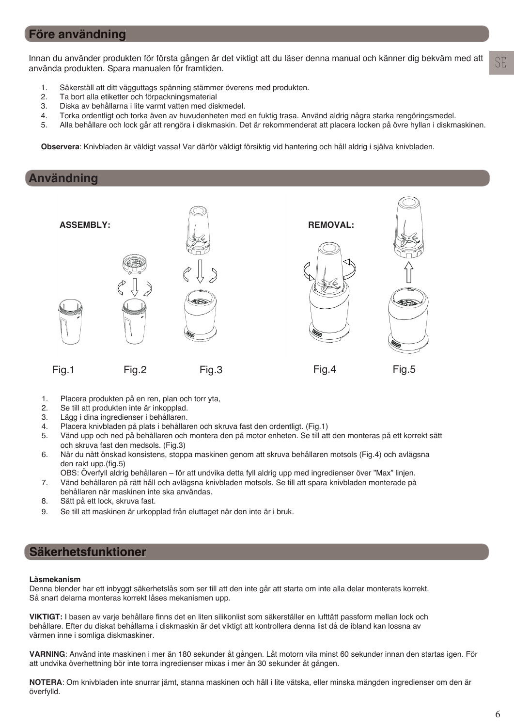## Före användning

Innan du använder produkten för första gången är det viktigt att du läser denna manual och känner dig bekväm med att använda produkten. Spara manualen för framtiden.

1. Säkerställ att ditt vägguttags spänning stämmer överens med produkten.
2. Ta bort alla etiketter och förpackningsmaterial
3. Diska av behållarna i lite varmt vatten med diskmedel.
4. Torka ordentligt och torka även av huvudenheten med en fuktig trasa. Använd aldrig några starka rengöringsmedel.
5. Alla behållare och lock går att rengöra i diskmaskin. Det är rekommenderat att placera locken på övre hyllan i diskmaskinen.

**Observera**: Knivbladen är väldigt vassa! Var därför väldigt försiktig vid hantering och håll aldrig i själva knivbladen.

## Användning

ASSEMBLY: Fig.1 Fig.2 Fig.3

REMOVAL: Fig.4 Fig.5

1. Placera produkten på en ren, plan och torr yta,
2. Se till att produkten inte är inkopplad.
3. Lägg i dina ingredienser i behållaren.
4. Placera knivbladen på plats i behållaren och skruva fast den ordentligt. (Fig.1)
5. Vänd upp och ned på behållaren och montera den på motor enheten. Se till att den monteras på ett korrekt sätt och skruva fast den medsols. (Fig.3)
6. När du nått önskad konsistens, stoppa maskinen genom att skruva behållaren motsols (Fig.4) och avlägsna den rakt upp.(fig.5)
   OBS: Överfyll aldrig behållaren – för att undvika detta fyll aldrig upp med ingredienser över "Max" linjen.
7. Vänd behållaren på rätt håll och avlägsna knivbladen motsols. Se till att spara knivbladen monterade på behållaren när maskinen inte ska användas.
8. Sätt på ett lock, skruva fast.
9. Se till att maskinen är urkopplad från eluttaget när den inte är i bruk.

## Säkerhetsfunktioner

**Låsmekanism**
Denna blender har ett inbyggt säkerhetslås som ser till att den inte går att starta om inte alla delar monterats korrekt. Så snart delarna monteras korrekt låses mekanismen upp.

**VIKTIGT:** I basen av varje behållare finns det en liten silikonlist som säkerställer en lufttätt passform mellan lock och behållare. Efter du diskat behållarna i diskmaskin är det viktigt att kontrollera denna list då de ibland kan lossna av värmen inne i somliga diskmaskiner.

**VARNING**: Använd inte maskinen i mer än 180 sekunder åt gången. Låt motorn vila minst 60 sekunder innan den startas igen. För att undvika överhettning bör inte torra ingredienser mixas i mer än 30 sekunder åt gången.

**NOTERA**: Om knivbladen inte snurrar jämt, stanna maskinen och häll i lite vätska, eller minska mängden ingredienser om den är överfylld.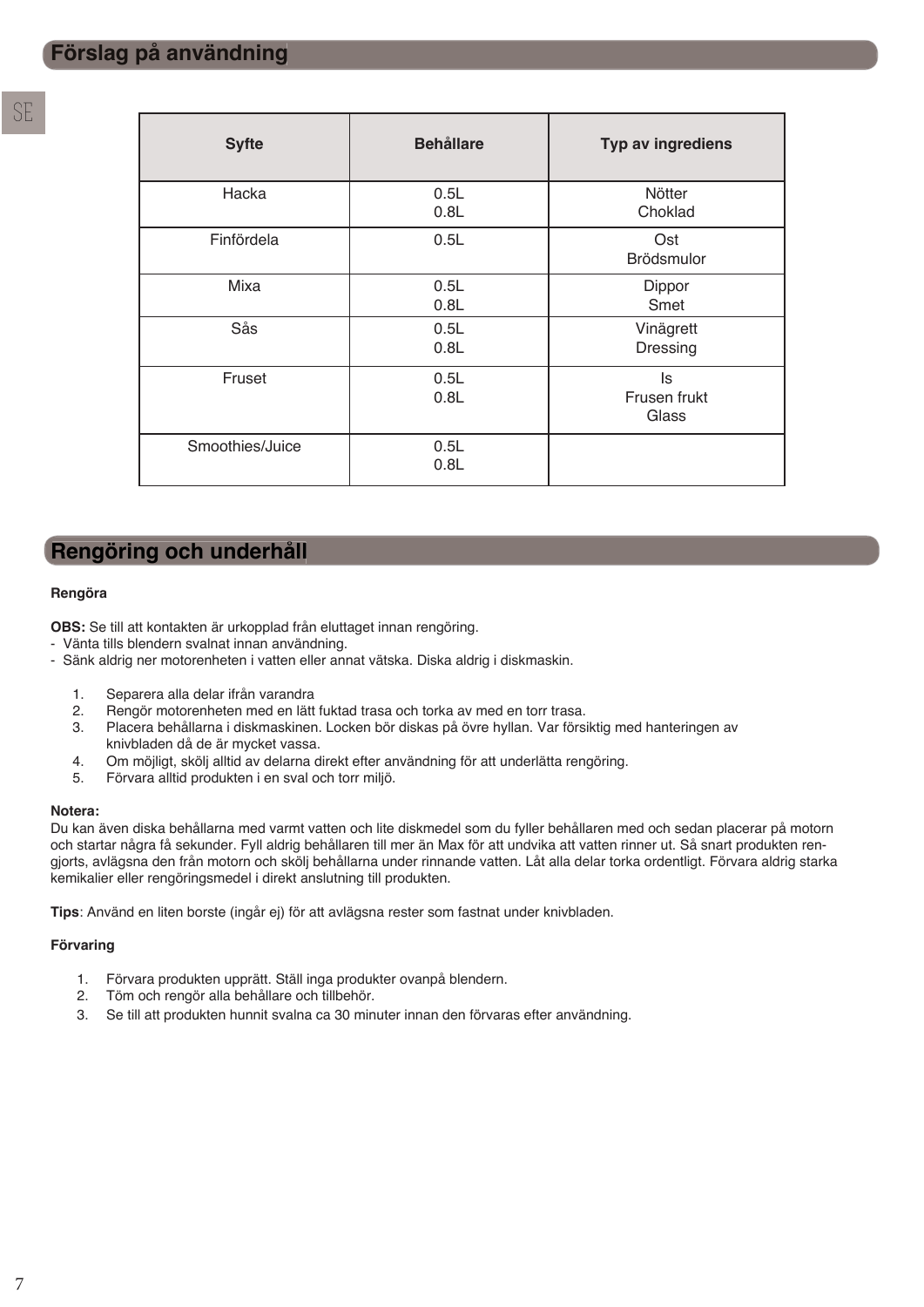## Förslag på användning

| Syfte | Behållare | Typ av ingrediens |
|---|---|---|
| Hacka | 0.5L<br>0.8L | Nötter<br>Choklad |
| Finfördela | 0.5L | Ost<br>Brödsmulor |
| Mixa | 0.5L<br>0.8L | Dippor<br>Smet |
| Sås | 0.5L<br>0.8L | Vinägrett<br>Dressing |
| Fruset | 0.5L<br>0.8L | Is<br>Frusen frukt<br>Glass |
| Smoothies/Juice | 0.5L<br>0.8L | |

## Rengöring och underhåll

**Rengöra**

**OBS:** Se till att kontakten är urkopplad från eluttaget innan rengöring.
- Vänta tills blendern svalnat innan användning.
- Sänk aldrig ner motorenheten i vatten eller annat vätska. Diska aldrig i diskmaskin.

1. Separera alla delar ifrån varandra
2. Rengör motorenheten med en lätt fuktad trasa och torka av med en torr trasa.
3. Placera behållarna i diskmaskinen. Locken bör diskas på övre hyllan. Var försiktig med hanteringen av knivbladen då de är mycket vassa.
4. Om möjligt, skölj alltid av delarna direkt efter användning för att underlätta rengöring.
5. Förvara alltid produkten i en sval och torr miljö.

**Notera:**
Du kan även diska behållarna med varmt vatten och lite diskmedel som du fyller behållaren med och sedan placerar på motorn och startar några få sekunder. Fyll aldrig behållaren till mer än Max för att undvika att vatten rinner ut. Så snart produkten rengjorts, avlägsna den från motorn och skölj behållarna under rinnande vatten. Låt alla delar torka ordentligt. Förvara aldrig starka kemikalier eller rengöringsmedel i direkt anslutning till produkten.

**Tips**: Använd en liten borste (ingår ej) för att avlägsna rester som fastnat under knivbladen.

**Förvaring**

1. Förvara produkten upprätt. Ställ inga produkter ovanpå blendern.
2. Töm och rengör alla behållare och tillbehör.
3. Se till att produkten hunnit svalna ca 30 minuter innan den förvaras efter användning.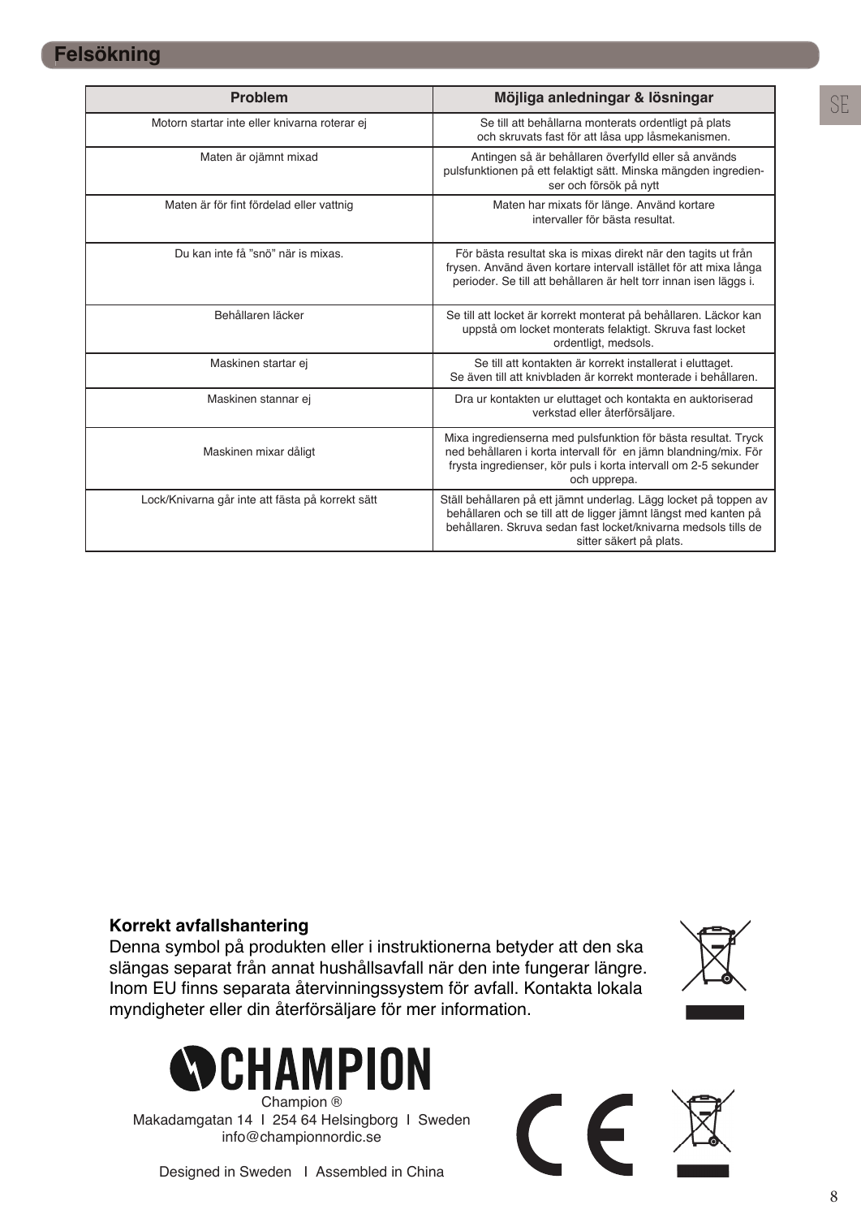# Felsökning

| Problem | Möjliga anledningar & lösningar |
|---|---|
| Motorn startar inte eller knivarna roterar ej | Se till att behållarna monterats ordentligt på plats och skruvats fast för att låsa upp låsmekanismen. |
| Maten är ojämnt mixad | Antingen så är behållaren överfylld eller så används pulsfunktionen på ett felaktigt sätt. Minska mängden ingredienser och försök på nytt |
| Maten är för fint fördelad eller vattnig | Maten har mixats för länge. Använd kortare intervaller för bästa resultat. |
| Du kan inte få ”snö” när is mixas. | För bästa resultat ska is mixas direkt när den tagits ut från frysen. Använd även kortare intervall istället för att mixa långa perioder. Se till att behållaren är helt torr innan isen läggs i. |
| Behållaren läcker | Se till att locket är korrekt monterat på behållaren. Läckor kan uppstå om locket monterats felaktigt. Skruva fast locket ordentligt, medsols. |
| Maskinen startar ej | Se till att kontakten är korrekt installerat i eluttaget. Se även till att knivbladen är korrekt monterade i behållaren. |
| Maskinen stannar ej | Dra ur kontakten ur eluttaget och kontakta en auktoriserad verkstad eller återförsäljare. |
| Maskinen mixar dåligt | Mixa ingredienserna med pulsfunktion för bästa resultat. Tryck ned behållaren i korta intervall för en jämn blandning/mix. För frysta ingredienser, kör puls i korta intervall om 2-5 sekunder och upprepa. |
| Lock/Knivarna går inte att fästa på korrekt sätt | Ställ behållaren på ett jämnt underlag. Lägg locket på toppen av behållaren och se till att de ligger jämnt längst med kanten på behållaren. Skruva sedan fast locket/knivarna medsols tills de sitter säkert på plats. |

**Korrekt avfallshantering**

Denna symbol på produkten eller i instruktionerna betyder att den ska slängas separat från annat hushållsavfall när den inte fungerar längre. Inom EU finns separata återvinningssystem för avfall. Kontakta lokala myndigheter eller din återförsäljare för mer information.

CHAMPION

Champion ®
Makadamgatan 14 I 254 64 Helsingborg I Sweden
info@championnordic.se

Designed in Sweden I Assembled in China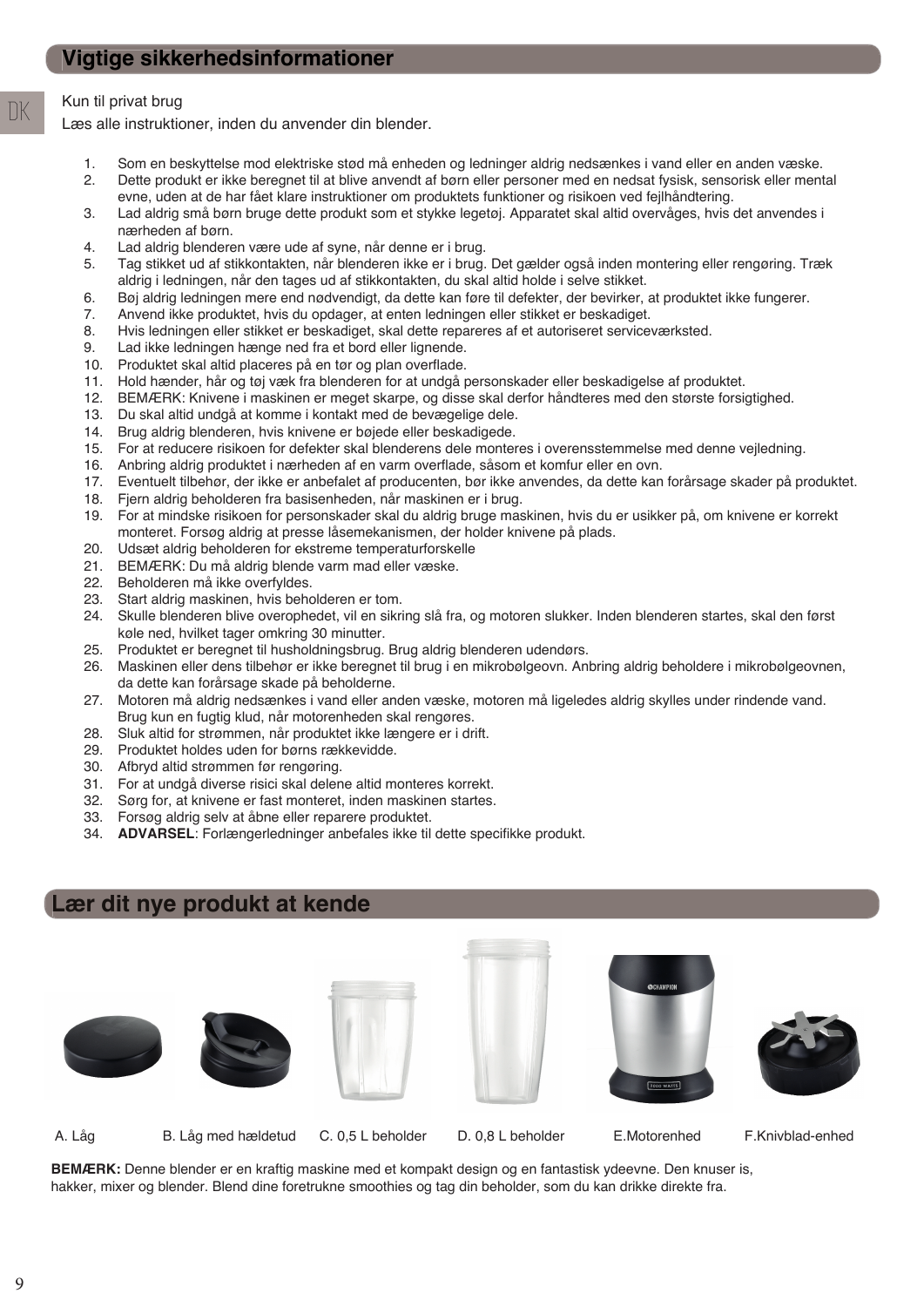## Vigtige sikkerhedsinformationer

Kun til privat brug

Læs alle instruktioner, inden du anvender din blender.

1. Som en beskyttelse mod elektriske stød må enheden og ledninger aldrig nedsænkes i vand eller en anden væske.
2. Dette produkt er ikke beregnet til at blive anvendt af børn eller personer med en nedsat fysisk, sensorisk eller mental evne, uden at de har fået klare instruktioner om produktets funktioner og risikoen ved fejlhåndtering.
3. Lad aldrig små børn bruge dette produkt som et stykke legetøj. Apparatet skal altid overvåges, hvis det anvendes i nærheden af børn.
4. Lad aldrig blenderen være ude af syne, når denne er i brug.
5. Tag stikket ud af stikkontakten, når blenderen ikke er i brug. Det gælder også inden montering eller rengøring. Træk aldrig i ledningen, når den tages ud af stikkontakten, du skal altid holde i selve stikket.
6. Bøj aldrig ledningen mere end nødvendigt, da dette kan føre til defekter, der bevirker, at produktet ikke fungerer.
7. Anvend ikke produktet, hvis du opdager, at enten ledningen eller stikket er beskadiget.
8. Hvis ledningen eller stikket er beskadiget, skal dette repareres af et autoriseret serviceværksted.
9. Lad ikke ledningen hænge ned fra et bord eller lignende.
10. Produktet skal altid placeres på en tør og plan overflade.
11. Hold hænder, hår og tøj væk fra blenderen for at undgå personskader eller beskadigelse af produktet.
12. BEMÆRK: Knivene i maskinen er meget skarpe, og disse skal derfor håndteres med den største forsigtighed.
13. Du skal altid undgå at komme i kontakt med de bevægelige dele.
14. Brug aldrig blenderen, hvis knivene er bøjede eller beskadigede.
15. For at reducere risikoen for defekter skal blenderens dele monteres i overensstemmelse med denne vejledning.
16. Anbring aldrig produktet i nærheden af en varm overflade, såsom et komfur eller en ovn.
17. Eventuelt tilbehør, der ikke er anbefalet af producenten, bør ikke anvendes, da dette kan forårsage skader på produktet.
18. Fjern aldrig beholderen fra basisenheden, når maskinen er i brug.
19. For at mindske risikoen for personskader skal du aldrig bruge maskinen, hvis du er usikker på, om knivene er korrekt monteret. Forsøg aldrig at presse låsemekanismen, der holder knivene på plads.
20. Udsæt aldrig beholderen for ekstreme temperaturforskelle
21. BEMÆRK: Du må aldrig blende varm mad eller væske.
22. Beholderen må ikke overfyldes.
23. Start aldrig maskinen, hvis beholderen er tom.
24. Skulle blenderen blive overophedet, vil en sikring slå fra, og motoren slukker. Inden blenderen startes, skal den først køle ned, hvilket tager omkring 30 minutter.
25. Produktet er beregnet til husholdningsbrug. Brug aldrig blenderen udendørs.
26. Maskinen eller dens tilbehør er ikke beregnet til brug i en mikrobølgeovn. Anbring aldrig beholdere i mikrobølgeovnen, da dette kan forårsage skade på beholderne.
27. Motoren må aldrig nedsænkes i vand eller anden væske, motoren må ligeledes aldrig skylles under rindende vand. Brug kun en fugtig klud, når motorenheden skal rengøres.
28. Sluk altid for strømmen, når produktet ikke længere er i drift.
29. Produktet holdes uden for børns rækkevidde.
30. Afbryd altid strømmen før rengøring.
31. For at undgå diverse risici skal delene altid monteres korrekt.
32. Sørg for, at knivene er fast monteret, inden maskinen startes.
33. Forsøg aldrig selv at åbne eller reparere produktet.
34. **ADVARSEL**: Forlængerledninger anbefales ikke til dette specifikke produkt.

## Lær dit nye produkt at kende

A. Låg

B. Låg med hældetud

C. 0,5 L beholder

D. 0,8 L beholder

E. Motorenhed

F. Knivblad-enhed

**BEMÆRK:** Denne blender er en kraftig maskine med et kompakt design og en fantastisk ydeevne. Den knuser is, hakker, mixer og blender. Blend dine foretrukne smoothies og tag din beholder, som du kan drikke direkte fra.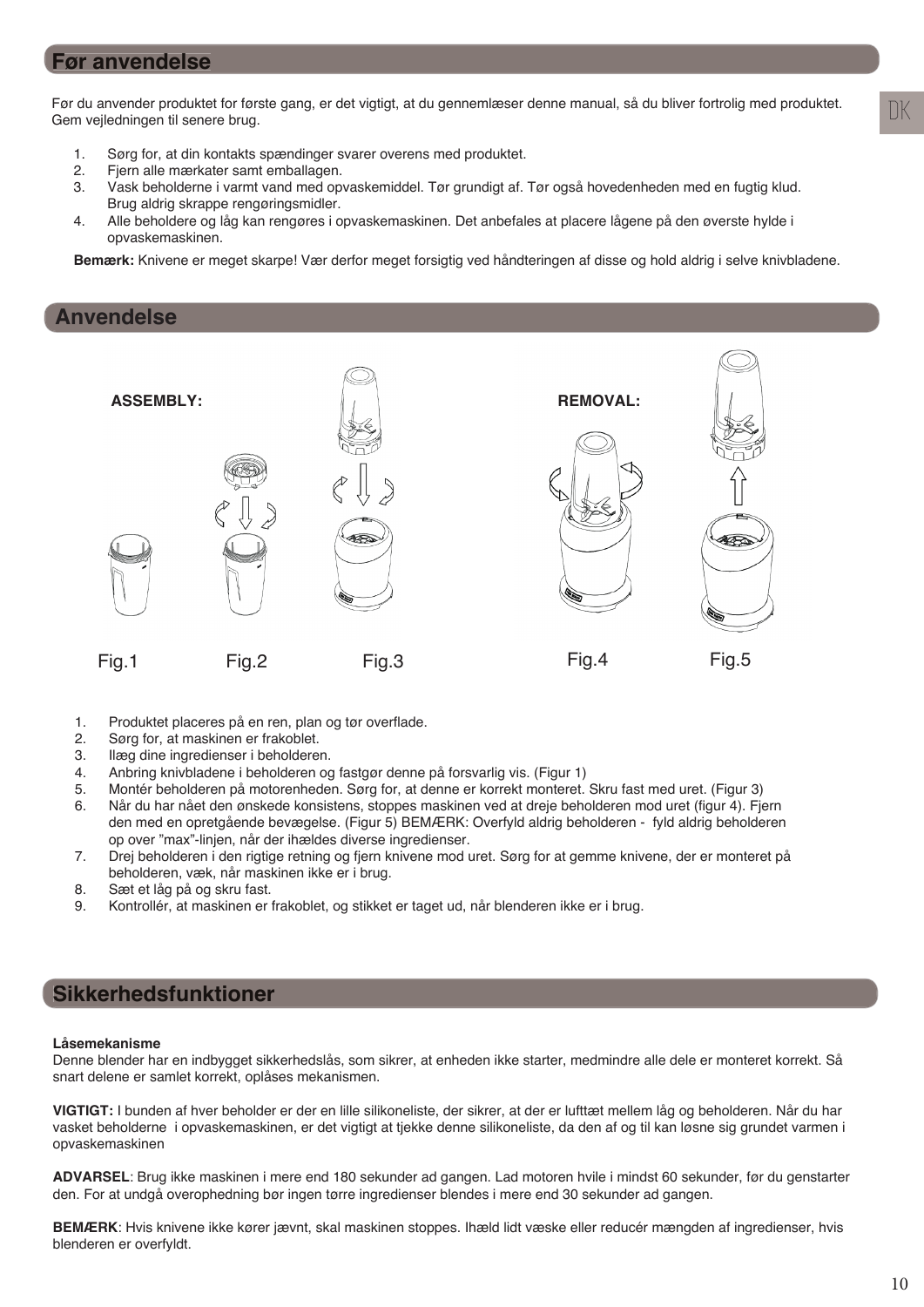## Før anvendelse

Før du anvender produktet for første gang, er det vigtigt, at du gennemlæser denne manual, så du bliver fortrolig med produktet. Gem vejledningen til senere brug.

1. Sørg for, at din kontakts spændinger svarer overens med produktet.
2. Fjern alle mærkater samt emballagen.
3. Vask beholderne i varmt vand med opvaskemiddel. Tør grundigt af. Tør også hovedenheden med en fugtig klud. Brug aldrig skrappe rengøringsmidler.
4. Alle beholdere og låg kan rengøres i opvaskemaskinen. Det anbefales at placere lågene på den øverste hylde i opvaskemaskinen.

**Bemærk:** Knivene er meget skarpe! Vær derfor meget forsigtig ved håndteringen af disse og hold aldrig i selve knivbladene.

## Anvendelse

ASSEMBLY: Fig.1 Fig.2 Fig.3

REMOVAL: Fig.4 Fig.5

1. Produktet placeres på en ren, plan og tør overflade.
2. Sørg for, at maskinen er frakoblet.
3. Ilæg dine ingredienser i beholderen.
4. Anbring knivbladene i beholderen og fastgør denne på forsvarlig vis. (Figur 1)
5. Montér beholderen på motorenheden. Sørg for, at denne er korrekt monteret. Skru fast med uret. (Figur 3)
6. Når du har nået den ønskede konsistens, stoppes maskinen ved at dreje beholderen mod uret (figur 4). Fjern den med en opretgående bevægelse. (Figur 5) BEMÆRK: Overfyld aldrig beholderen - fyld aldrig beholderen op over "max"-linjen, når der ihældes diverse ingredienser.
7. Drej beholderen i den rigtige retning og fjern knivene mod uret. Sørg for at gemme knivene, der er monteret på beholderen, væk, når maskinen ikke er i brug.
8. Sæt et låg på og skru fast.
9. Kontrollér, at maskinen er frakoblet, og stikket er taget ud, når blenderen ikke er i brug.

## Sikkerhedsfunktioner

**Låsemekanisme**
Denne blender har en indbygget sikkerhedslås, som sikrer, at enheden ikke starter, medmindre alle dele er monteret korrekt. Så snart delene er samlet korrekt, oplåses mekanismen.

**VIGTIGT:** I bunden af hver beholder er der en lille silikoneliste, der sikrer, at der er lufttæt mellem låg og beholderen. Når du har vasket beholderne i opvaskemaskinen, er det vigtigt at tjekke denne silikoneliste, da den af og til kan løsne sig grundet varmen i opvaskemaskinen

**ADVARSEL**: Brug ikke maskinen i mere end 180 sekunder ad gangen. Lad motoren hvile i mindst 60 sekunder, før du genstarter den. For at undgå overophedning bør ingen tørre ingredienser blendes i mere end 30 sekunder ad gangen.

**BEMÆRK**: Hvis knivene ikke kører jævnt, skal maskinen stoppes. Ihæld lidt væske eller reducér mængden af ingredienser, hvis blenderen er overfyldt.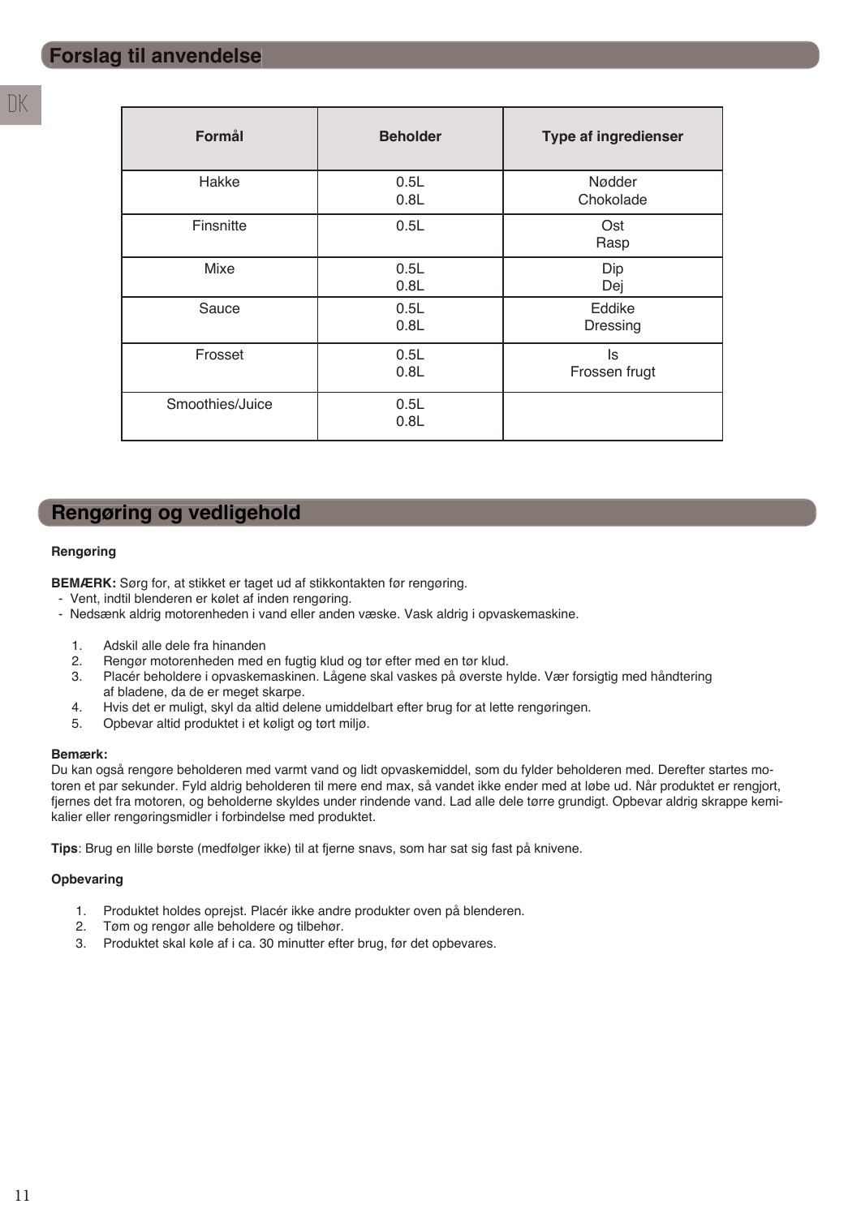## Forslag til anvendelse

| Formål | Beholder | Type af ingredienser |
|---|---|---|
| Hakke | 0.5L<br>0.8L | Nødder<br>Chokolade |
| Finsnitte | 0.5L | Ost<br>Rasp |
| Mixe | 0.5L<br>0.8L | Dip<br>Dej |
| Sauce | 0.5L<br>0.8L | Eddike<br>Dressing |
| Frosset | 0.5L<br>0.8L | Is<br>Frossen frugt |
| Smoothies/Juice | 0.5L<br>0.8L | |

## Rengøring og vedligehold

**Rengøring**

**BEMÆRK:** Sørg for, at stikket er taget ud af stikkontakten før rengøring.

- Vent, indtil blenderen er kølet af inden rengøring.
- Nedsænk aldrig motorenheden i vand eller anden væske. Vask aldrig i opvaskemaskine.

1. Adskil alle dele fra hinanden
2. Rengør motorenheden med en fugtig klud og tør efter med en tør klud.
3. Placér beholdere i opvaskemaskinen. Lågene skal vaskes på øverste hylde. Vær forsigtig med håndtering af bladene, da de er meget skarpe.
4. Hvis det er muligt, skyl da altid delene umiddelbart efter brug for at lette rengøringen.
5. Opbevar altid produktet i et køligt og tørt miljø.

**Bemærk:**
Du kan også rengøre beholderen med varmt vand og lidt opvaskemiddel, som du fylder beholderen med. Derefter startes motoren et par sekunder. Fyld aldrig beholderen til mere end max, så vandet ikke ender med at løbe ud. Når produktet er rengjort, fjernes det fra motoren, og beholderne skyldes under rindende vand. Lad alle dele tørre grundigt. Opbevar aldrig skrappe kemikalier eller rengøringsmidler i forbindelse med produktet.

**Tips**: Brug en lille børste (medfølger ikke) til at fjerne snavs, som har sat sig fast på knivene.

**Opbevaring**

1. Produktet holdes oprejst. Placér ikke andre produkter oven på blenderen.
2. Tøm og rengør alle beholdere og tilbehør.
3. Produktet skal køle af i ca. 30 minutter efter brug, før det opbevares.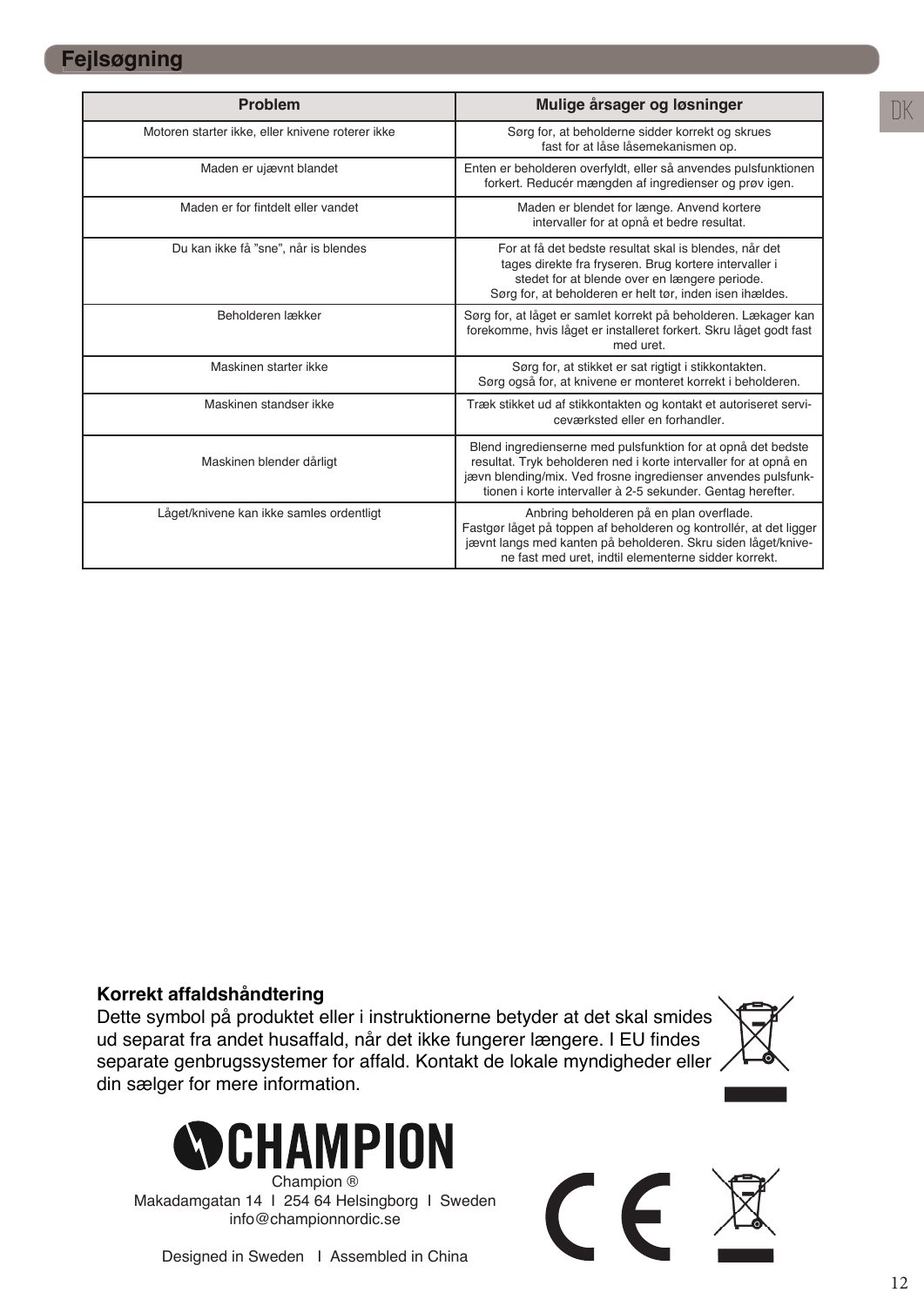## Fejlsøgning

| Problem | Mulige årsager og løsninger |
|---|---|
| Motoren starter ikke, eller knivene roterer ikke | Sørg for, at beholderne sidder korrekt og skrues fast for at låse låsemekanismen op. |
| Maden er ujævnt blandet | Enten er beholderen overfyldt, eller så anvendes pulsfunktionen forkert. Reducér mængden af ingredienser og prøv igen. |
| Maden er for fintdelt eller vandet | Maden er blendet for længe. Anvend kortere intervaller for at opnå et bedre resultat. |
| Du kan ikke få "sne", når is blendes | For at få det bedste resultat skal is blendes, når det tages direkte fra fryseren. Brug kortere intervaller i stedet for at blende over en længere periode. Sørg for, at beholderen er helt tør, inden isen ihældes. |
| Beholderen lækker | Sørg for, at låget er samlet korrekt på beholderen. Lækager kan forekomme, hvis låget er installeret forkert. Skru låget godt fast med uret. |
| Maskinen starter ikke | Sørg for, at stikket er sat rigtigt i stikkontakten. Sørg også for, at knivene er monteret korrekt i beholderen. |
| Maskinen standser ikke | Træk stikket ud af stikkontakten og kontakt et autoriseret serviceværksted eller en forhandler. |
| Maskinen blender dårligt | Blend ingredienserne med pulsfunktion for at opnå det bedste resultat. Tryk beholderen ned i korte intervaller for at opnå en jævn blending/mix. Ved frosne ingredienser anvendes pulsfunktionen i korte intervaller à 2-5 sekunder. Gentag herefter. |
| Låget/knivene kan ikke samles ordentligt | Anbring beholderen på en plan overflade. Fastgør låget på toppen af beholderen og kontrollér, at det ligger jævnt langs med kanten på beholderen. Skru siden låget/knivene fast med uret, indtil elementerne sidder korrekt. |

**Korrekt affaldshåndtering**

Dette symbol på produktet eller i instruktionerne betyder at det skal smides ud separat fra andet husaffald, når det ikke fungerer længere. I EU findes separate genbrugssystemer for affald. Kontakt de lokale myndigheder eller din sælger for mere information.

CHAMPION

Champion ®
Makadamgatan 14 I 254 64 Helsingborg I Sweden
info@championnordic.se

Designed in Sweden I Assembled in China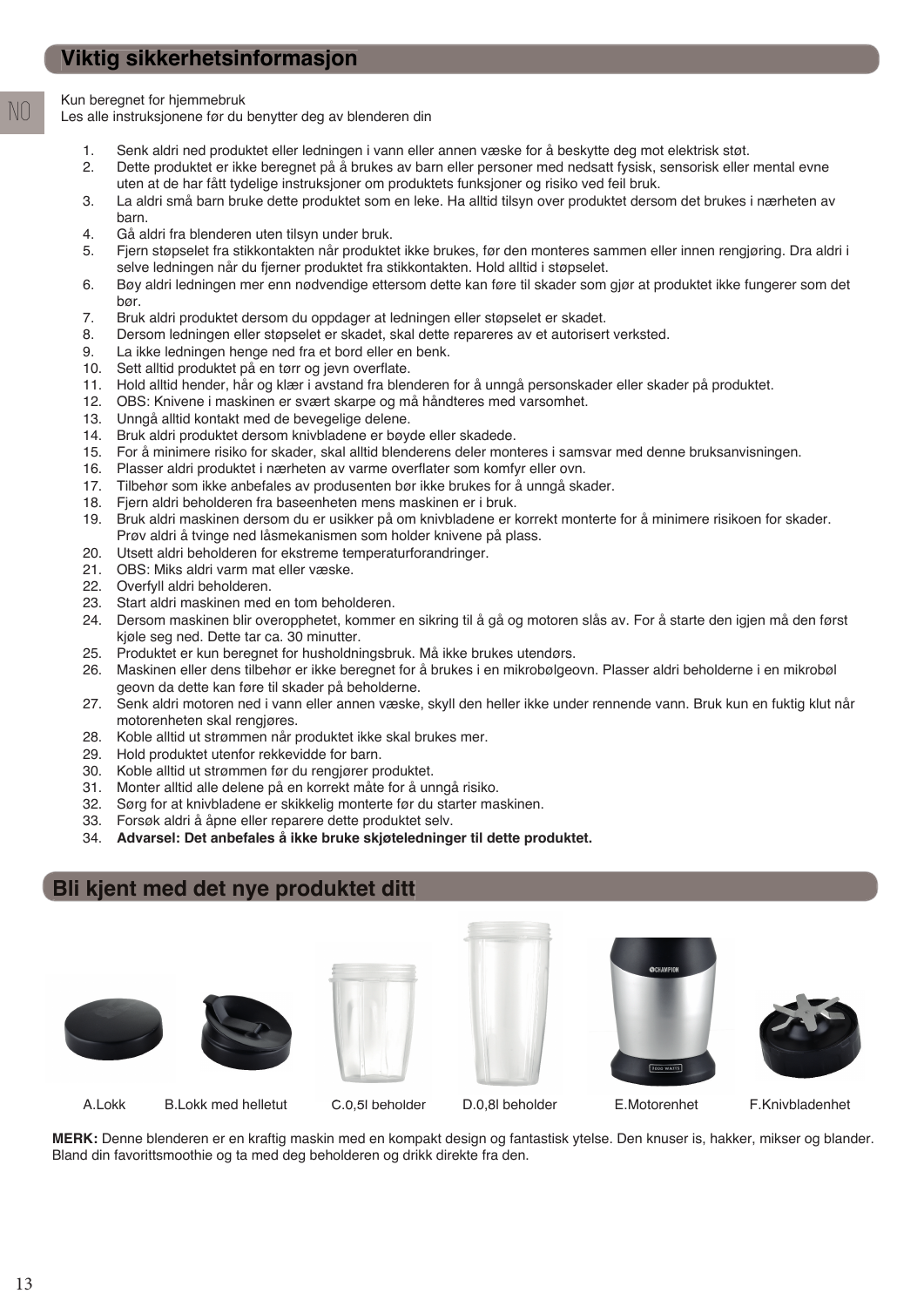## Viktig sikkerhetsinformasjon

Kun beregnet for hjemmebruk
Les alle instruksjonene før du benytter deg av blenderen din

1. Senk aldri ned produktet eller ledningen i vann eller annen væske for å beskytte deg mot elektrisk støt.
2. Dette produktet er ikke beregnet på å brukes av barn eller personer med nedsatt fysisk, sensorisk eller mental evne uten at de har fått tydelige instruksjoner om produktets funksjoner og risiko ved feil bruk.
3. La aldri små barn bruke dette produktet som en leke. Ha alltid tilsyn over produktet dersom det brukes i nærheten av barn.
4. Gå aldri fra blenderen uten tilsyn under bruk.
5. Fjern støpselet fra stikkontakten når produktet ikke brukes, før den monteres sammen eller innen rengjøring. Dra aldri i selve ledningen når du fjerner produktet fra stikkontakten. Hold alltid i støpselet.
6. Bøy aldri ledningen mer enn nødvendige ettersom dette kan føre til skader som gjør at produktet ikke fungerer som det bør.
7. Bruk aldri produktet dersom du oppdager at ledningen eller støpselet er skadet.
8. Dersom ledningen eller støpselet er skadet, skal dette repareres av et autorisert verksted.
9. La ikke ledningen henge ned fra et bord eller en benk.
10. Sett alltid produktet på en tørr og jevn overflate.
11. Hold alltid hender, hår og klær i avstand fra blenderen for å unngå personskader eller skader på produktet.
12. OBS: Knivene i maskinen er svært skarpe og må håndteres med varsomhet.
13. Unngå alltid kontakt med de bevegelige delene.
14. Bruk aldri produktet dersom knivbladene er bøyde eller skadede.
15. For å minimere risiko for skader, skal alltid blenderens deler monteres i samsvar med denne bruksanvisningen.
16. Plasser aldri produktet i nærheten av varme overflater som komfyr eller ovn.
17. Tilbehør som ikke anbefales av produsenten bør ikke brukes for å unngå skader.
18. Fjern aldri beholderen fra baseenheten mens maskinen er i bruk.
19. Bruk aldri maskinen dersom du er usikker på om knivbladene er korrekt monterte for å minimere risikoen for skader. Prøv aldri å tvinge ned låsmekanismen som holder knivene på plass.
20. Utsett aldri beholderen for ekstreme temperaturforandringer.
21. OBS: Miks aldri varm mat eller væske.
22. Overfyll aldri beholderen.
23. Start aldri maskinen med en tom beholderen.
24. Dersom maskinen blir overopphetet, kommer en sikring til å gå og motoren slås av. For å starte den igjen må den først kjøle seg ned. Dette tar ca. 30 minutter.
25. Produktet er kun beregnet for husholdningsbruk. Må ikke brukes utendørs.
26. Maskinen eller dens tilbehør er ikke beregnet for å brukes i en mikrobølgeovn. Plasser aldri beholderne i en mikrobøl geovn da dette kan føre til skader på beholderne.
27. Senk aldri motoren ned i vann eller annen væske, skyll den heller ikke under rennende vann. Bruk kun en fuktig klut når motorenheten skal rengjøres.
28. Koble alltid ut strømmen når produktet ikke skal brukes mer.
29. Hold produktet utenfor rekkevidde for barn.
30. Koble alltid ut strømmen før du rengjører produktet.
31. Monter alltid alle delene på en korrekt måte for å unngå risiko.
32. Sørg for at knivbladene er skikkelig monterte før du starter maskinen.
33. Forsøk aldri å åpne eller reparere dette produktet selv.
34. **Advarsel: Det anbefales å ikke bruke skjøteledninger til dette produktet.**

## Bli kjent med det nye produktet ditt

A.Lokk B.Lokk med helletut C.0,5l beholder D.0,8l beholder E.Motorenhet F.Knivbladenhet

**MERK:** Denne blenderen er en kraftig maskin med en kompakt design og fantastisk ytelse. Den knuser is, hakker, mikser og blander. Bland din favorittsmoothie og ta med deg beholderen og drikk direkte fra den.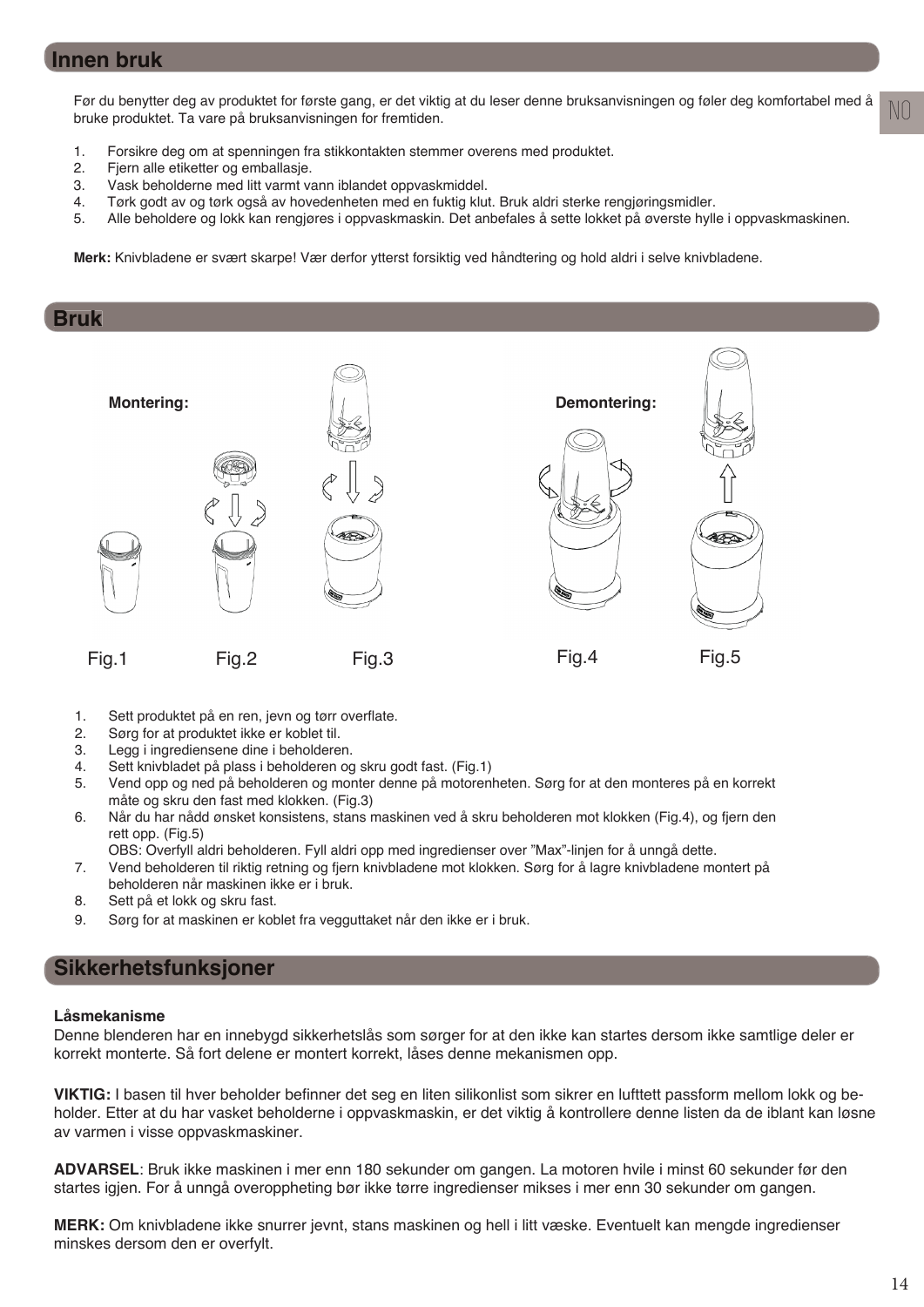## Innen bruk

Før du benytter deg av produktet for første gang, er det viktig at du leser denne bruksanvisningen og føler deg komfortabel med å bruke produktet. Ta vare på bruksanvisningen for fremtiden.

1. Forsikre deg om at spenningen fra stikkontakten stemmer overens med produktet.
2. Fjern alle etiketter og emballasje.
3. Vask beholderne med litt varmt vann iblandet oppvaskmiddel.
4. Tørk godt av og tørk også av hovedenheten med en fuktig klut. Bruk aldri sterke rengjøringsmidler.
5. Alle beholdere og lokk kan rengjøres i oppvaskmaskin. Det anbefales å sette lokket på øverste hylle i oppvaskmaskinen.

**Merk:** Knivbladene er svært skarpe! Vær derfor ytterst forsiktig ved håndtering og hold aldri i selve knivbladene.

## Bruk

**Montering:**

Fig.1 Fig.2 Fig.3

**Demontering:**

Fig.4 Fig.5

1. Sett produktet på en ren, jevn og tørr overflate.
2. Sørg for at produktet ikke er koblet til.
3. Legg i ingrediensene dine i beholderen.
4. Sett knivbladet på plass i beholderen og skru godt fast. (Fig.1)
5. Vend opp og ned på beholderen og monter denne på motorenheten. Sørg for at den monteres på en korrekt måte og skru den fast med klokken. (Fig.3)
6. Når du har nådd ønsket konsistens, stans maskinen ved å skru beholderen mot klokken (Fig.4), og fjern den rett opp. (Fig.5)
   OBS: Overfyll aldri beholderen. Fyll aldri opp med ingredienser over ”Max”-linjen for å unngå dette.
7. Vend beholderen til riktig retning og fjern knivbladene mot klokken. Sørg for å lagre knivbladene montert på beholderen når maskinen ikke er i bruk.
8. Sett på et lokk og skru fast.
9. Sørg for at maskinen er koblet fra vegguttaket når den ikke er i bruk.

## Sikkerhetsfunksjoner

**Låsmekanisme**
Denne blenderen har en innebygd sikkerhetslås som sørger for at den ikke kan startes dersom ikke samtlige deler er korrekt monterte. Så fort delene er montert korrekt, låses denne mekanismen opp.

**VIKTIG:** I basen til hver beholder befinner det seg en liten silikonlist som sikrer en lufttett passform mellom lokk og beholder. Etter at du har vasket beholderne i oppvaskmaskin, er det viktig å kontrollere denne listen da de iblant kan løsne av varmen i visse oppvaskmaskiner.

**ADVARSEL**: Bruk ikke maskinen i mer enn 180 sekunder om gangen. La motoren hvile i minst 60 sekunder før den startes igjen. For å unngå overoppheting bør ikke tørre ingredienser mikses i mer enn 30 sekunder om gangen.

**MERK:** Om knivbladene ikke snurrer jevnt, stans maskinen og hell i litt væske. Eventuelt kan mengde ingredienser minskes dersom den er overfylt.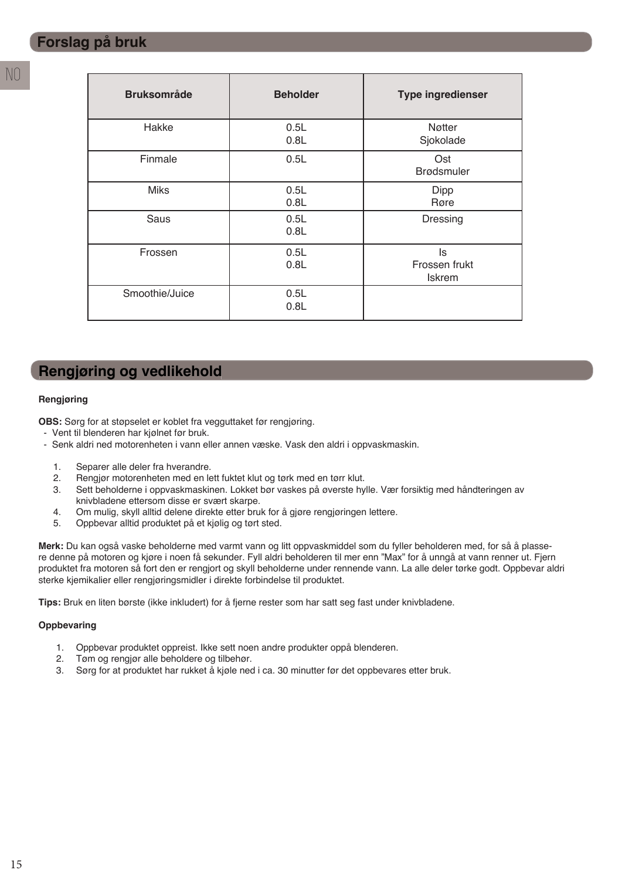## Forslag på bruk

| Bruksområde | Beholder | Type ingredienser |
|---|---|---|
| Hakke | 0.5L<br>0.8L | Nøtter<br>Sjokolade |
| Finmale | 0.5L | Ost<br>Brødsmuler |
| Miks | 0.5L<br>0.8L | Dipp<br>Røre |
| Saus | 0.5L<br>0.8L | Dressing |
| Frossen | 0.5L<br>0.8L | Is<br>Frossen frukt<br>Iskrem |
| Smoothie/Juice | 0.5L<br>0.8L | |

## Rengjøring og vedlikehold

**Rengjøring**

**OBS:** Sørg for at støpselet er koblet fra vegguttaket før rengjøring.
- Vent til blenderen har kjølnet før bruk.
- Senk aldri ned motorenheten i vann eller annen væske. Vask den aldri i oppvaskmaskin.

1. Separer alle deler fra hverandre.
2. Rengjør motorenheten med en lett fuktet klut og tørk med en tørr klut.
3. Sett beholderne i oppvaskmaskinen. Lokket bør vaskes på øverste hylle. Vær forsiktig med håndteringen av knivbladene ettersom disse er svært skarpe.
4. Om mulig, skyll alltid delene direkte etter bruk for å gjøre rengjøringen lettere.
5. Oppbevar alltid produktet på et kjølig og tørt sted.

**Merk:** Du kan også vaske beholderne med varmt vann og litt oppvaskmiddel som du fyller beholderen med, for så å plassere denne på motoren og kjøre i noen få sekunder. Fyll aldri beholderen til mer enn "Max" for å unngå at vann renner ut. Fjern produktet fra motoren så fort den er rengjort og skyll beholderne under rennende vann. La alle deler tørke godt. Oppbevar aldri sterke kjemikalier eller rengjøringsmidler i direkte forbindelse til produktet.

**Tips:** Bruk en liten børste (ikke inkludert) for å fjerne rester som har satt seg fast under knivbladene.

**Oppbevaring**

1. Oppbevar produktet oppreist. Ikke sett noen andre produkter oppå blenderen.
2. Tøm og rengjør alle beholdere og tilbehør.
3. Sørg for at produktet har rukket å kjøle ned i ca. 30 minutter før det oppbevares etter bruk.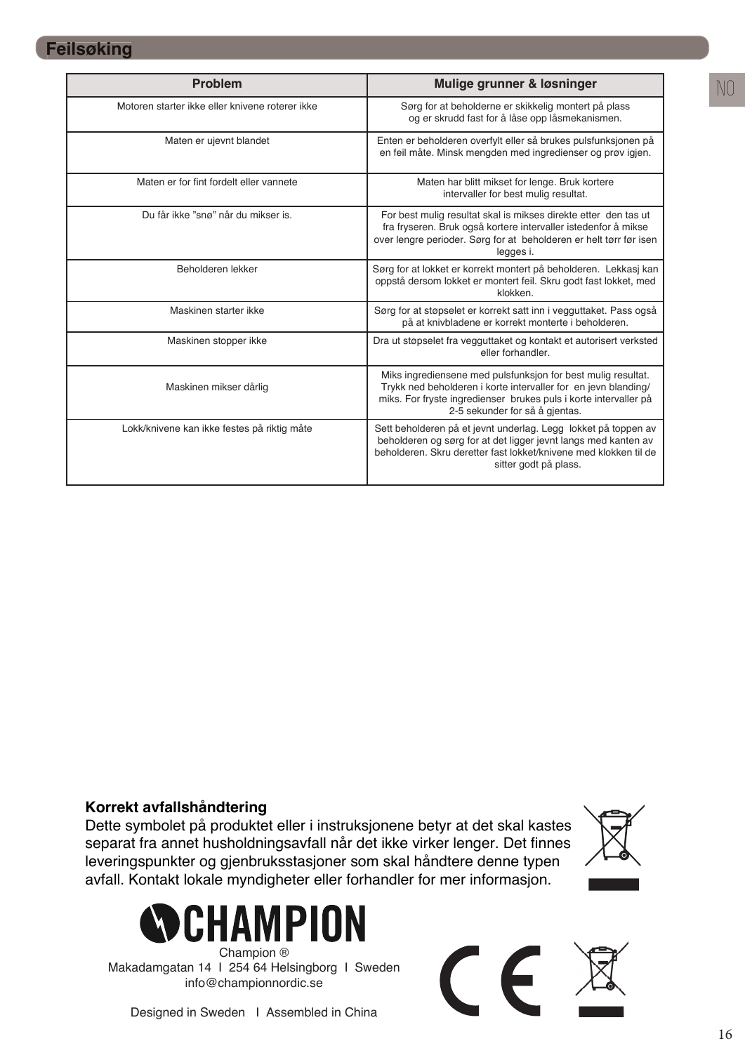## Feilsøking

| Problem | Mulige grunner & løsninger |
|---|---|
| Motoren starter ikke eller knivene roterer ikke | Sørg for at beholderne er skikkelig montert på plass og er skrudd fast for å låse opp låsmekanismen. |
| Maten er ujevnt blandet | Enten er beholderen overfylt eller så brukes pulsfunksjonen på en feil måte. Minsk mengden med ingredienser og prøv igjen. |
| Maten er for fint fordelt eller vannete | Maten har blitt mikset for lenge. Bruk kortere intervaller for best mulig resultat. |
| Du får ikke "snø" når du mikser is. | For best mulig resultat skal is mikses direkte etter den tas ut fra fryseren. Bruk også kortere intervaller istedenfor å mikse over lengre perioder. Sørg for at beholderen er helt tørr før isen legges i. |
| Beholderen lekker | Sørg for at lokket er korrekt montert på beholderen. Lekkasj kan oppstå dersom lokket er montert feil. Skru godt fast lokket, med klokken. |
| Maskinen starter ikke | Sørg for at støpselet er korrekt satt inn i vegguttaket. Pass også på at knivbladene er korrekt monterte i beholderen. |
| Maskinen stopper ikke | Dra ut støpselet fra vegguttaket og kontakt et autorisert verksted eller forhandler. |
| Maskinen mikser dårlig | Miks ingrediensene med pulsfunksjon for best mulig resultat. Trykk ned beholderen i korte intervaller for en jevn blanding/ miks. For fryste ingredienser brukes puls i korte intervaller på 2-5 sekunder for så å gjentas. |
| Lokk/knivene kan ikke festes på riktig måte | Sett beholderen på et jevnt underlag. Legg lokket på toppen av beholderen og sørg for at det ligger jevnt langs med kanten av beholderen. Skru deretter fast lokket/knivene med klokken til de sitter godt på plass. |

**Korrekt avfallshåndtering**

Dette symbolet på produktet eller i instruksjonene betyr at det skal kastes separat fra annet husholdningsavfall når det ikke virker lenger. Det finnes leveringspunkter og gjenbruksstasjoner som skal håndtere denne typen avfall. Kontakt lokale myndigheter eller forhandler for mer informasjon.

CHAMPION

Champion ®
Makadamgatan 14 I 254 64 Helsingborg I Sweden
info@championnordic.se

Designed in Sweden I Assembled in China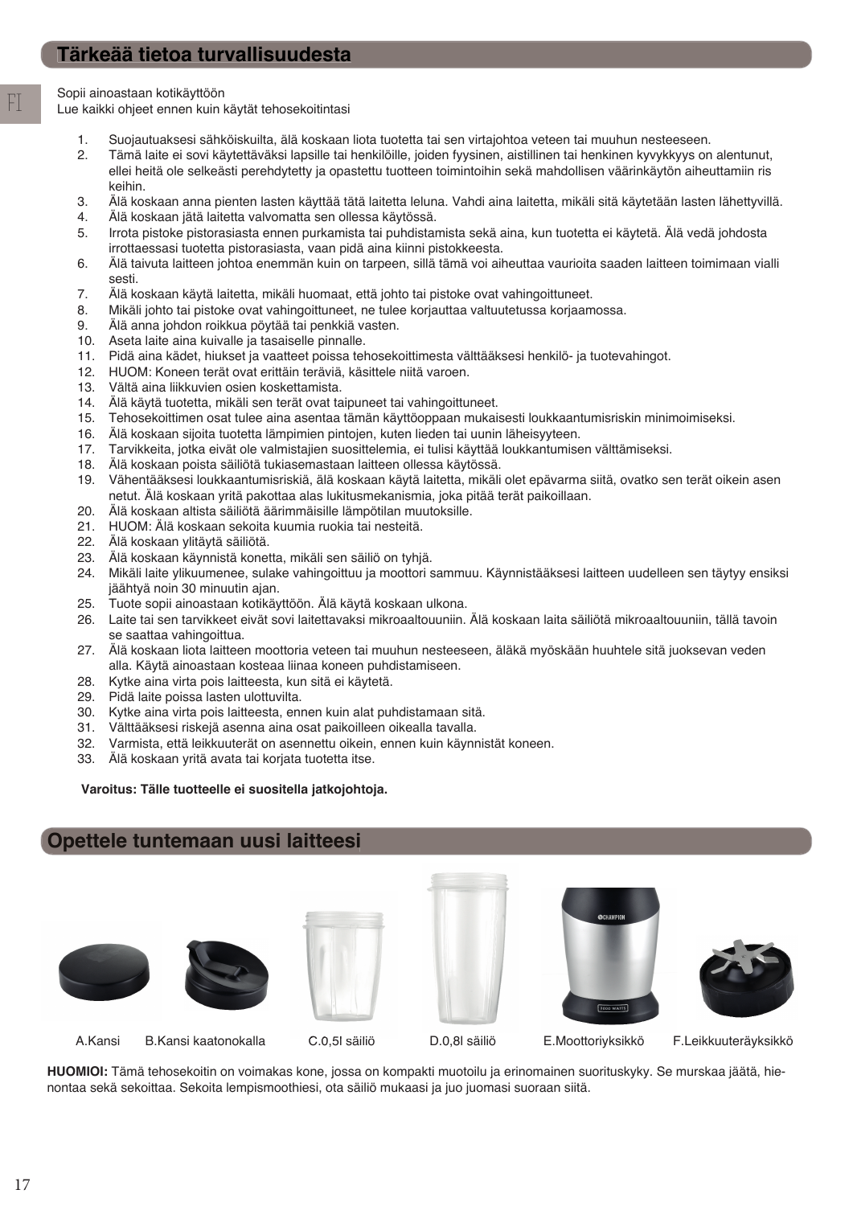## Tärkeää tietoa turvallisuudesta

Sopii ainoastaan kotikäyttöön
Lue kaikki ohjeet ennen kuin käytät tehosekoitintasi

1. Suojautuaksesi sähköiskuilta, älä koskaan liota tuotetta tai sen virtajohtoa veteen tai muuhun nesteeseen.
2. Tämä laite ei sovi käytettäväksi lapsille tai henkilöille, joiden fyysinen, aistillinen tai henkinen kyvykkyys on alentunut, ellei heitä ole selkeästi perehdytetty ja opastettu tuotteen toimintoihin sekä mahdollisen väärinkäytön aiheuttamiin ris keihin.
3. Älä koskaan anna pienten lasten käyttää tätä laitetta leluna. Vahdi aina laitetta, mikäli sitä käytetään lasten lähettyvillä.
4. Älä koskaan jätä laitetta valvomatta sen ollessa käytössä.
5. Irrota pistoke pistorasiasta ennen purkamista tai puhdistamista sekä aina, kun tuotetta ei käytetä. Älä vedä johdosta irrottaessasi tuotetta pistorasiasta, vaan pidä aina kiinni pistokkeesta.
6. Älä taivuta laitteen johtoa enemmän kuin on tarpeen, sillä tämä voi aiheuttaa vaurioita saaden laitteen toimimaan vialli sesti.
7. Älä koskaan käytä laitetta, mikäli huomaat, että johto tai pistoke ovat vahingoittuneet.
8. Mikäli johto tai pistoke ovat vahingoittuneet, ne tulee korjauttaa valtuutetussa korjaamossa.
9. Älä anna johdon roikkua pöytää tai penkkiä vasten.
10. Aseta laite aina kuivalle ja tasaiselle pinnalle.
11. Pidä aina kädet, hiukset ja vaatteet poissa tehosekoittimesta välttääksesi henkilö- ja tuotevahingot.
12. HUOM: Koneen terät ovat erittäin teräviä, käsittele niitä varoen.
13. Vältä aina liikkuvien osien koskettamista.
14. Älä käytä tuotetta, mikäli sen terät ovat taipuneet tai vahingoittuneet.
15. Tehosekoittimen osat tulee aina asentaa tämän käyttöoppaan mukaisesti loukkaantumisriskin minimoimiseksi.
16. Älä koskaan sijoita tuotetta lämpimien pintojen, kuten lieden tai uunin läheisyyteen.
17. Tarvikkeita, jotka eivät ole valmistajien suosittelemia, ei tulisi käyttää loukkantumisen välttämiseksi.
18. Älä koskaan poista säiliötä tukiasemastaan laitteen ollessa käytössä.
19. Vähentääksesi loukkaantumisriskiä, älä koskaan käytä laitetta, mikäli olet epävarma siitä, ovatko sen terät oikein asen netut. Älä koskaan yritä pakottaa alas lukitusmekanismia, joka pitää terät paikoillaan.
20. Älä koskaan altista säiliötä äärimmäisille lämpötilan muutoksille.
21. HUOM: Älä koskaan sekoita kuumia ruokia tai nesteitä.
22. Älä koskaan ylitäytä säiliötä.
23. Älä koskaan käynnistä konetta, mikäli sen säiliö on tyhjä.
24. Mikäli laite ylikuumenee, sulake vahingoittuu ja moottori sammuu. Käynnistääksesi laitteen uudelleen sen täytyy ensiksi jäähtyä noin 30 minuutin ajan.
25. Tuote sopii ainoastaan kotikäyttöön. Älä käytä koskaan ulkona.
26. Laite tai sen tarvikkeet eivät sovi laitettavaksi mikroaaltouuniin. Älä koskaan laita säiliötä mikroaaltouuniin, tällä tavoin se saattaa vahingoittua.
27. Älä koskaan liota laitteen moottoria veteen tai muuhun nesteeseen, äläkä myöskään huuhtele sitä juoksevan veden alla. Käytä ainoastaan kosteaa liinaa koneen puhdistamiseen.
28. Kytke aina virta pois laitteesta, kun sitä ei käytetä.
29. Pidä laite poissa lasten ulottuvilta.
30. Kytke aina virta pois laitteesta, ennen kuin alat puhdistamaan sitä.
31. Välttääksesi riskejä asenna aina osat paikoilleen oikealla tavalla.
32. Varmista, että leikkuuterät on asennettu oikein, ennen kuin käynnistät koneen.
33. Älä koskaan yritä avata tai korjata tuotetta itse.

**Varoitus: Tälle tuotteelle ei suositella jatkojohtoja.**

## Opettele tuntemaan uusi laitteesi

A.Kansi B.Kansi kaatonokalla C.0,5l säiliö D.0,8l säiliö E.Moottoriyksikkö F.Leikkuuteräyksikkö

**HUOMIOI:** Tämä tehosekoitin on voimakas kone, jossa on kompakti muotoilu ja erinomainen suorituskyky. Se murskaa jäätä, hienontaa sekä sekoittaa. Sekoita lempismoothiesi, ota säiliö mukaasi ja juo juomasi suoraan siitä.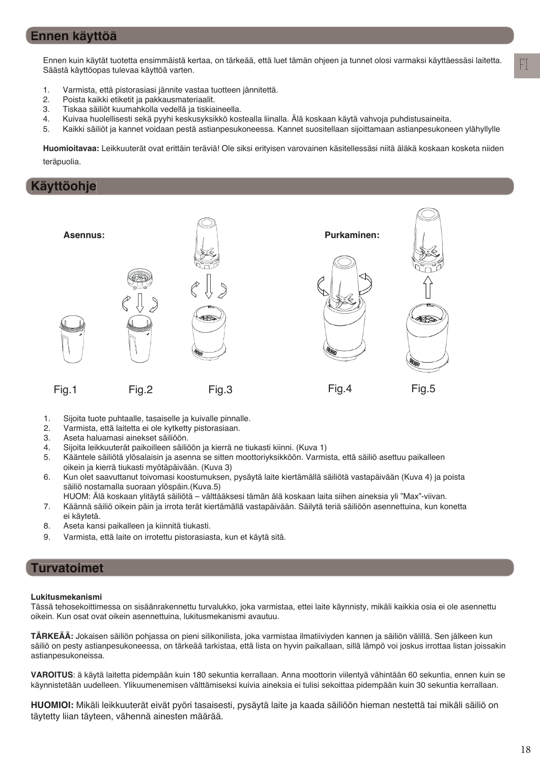## Ennen käyttöä

Ennen kuin käytät tuotetta ensimmäistä kertaa, on tärkeää, että luet tämän ohjeen ja tunnet olosi varmaksi käyttäessäsi laitetta. Säästä käyttöopas tulevaa käyttöä varten.

1. Varmista, että pistorasiasi jännite vastaa tuotteen jännitettä.
2. Poista kaikki etiketit ja pakkausmateriaalit.
3. Tiskaa säiliöt kuumahkolla vedellä ja tiskiaineella.
4. Kuivaa huolellisesti sekä pyyhi keskusyksikkö kostealla liinalla. Älä koskaan käytä vahvoja puhdistusaineita.
5. Kaikki säiliöt ja kannet voidaan pestä astianpesukoneessa. Kannet suositellaan sijoittamaan astianpesukoneen ylähyllylle

**Huomioitavaa:** Leikkuuterät ovat erittäin teräviä! Ole siksi erityisen varovainen käsitellessäsi niitä äläkä koskaan kosketa niiden teräpuolia.

## Käyttöohje

**Asennus:** **Purkaminen:**

Fig.1 Fig.2 Fig.3 Fig.4 Fig.5

1. Sijoita tuote puhtaalle, tasaiselle ja kuivalle pinnalle.
2. Varmista, että laitetta ei ole kytketty pistorasiaan.
3. Aseta haluamasi ainekset säiliöön.
4. Sijoita leikkuuterät paikoilleen säiliöön ja kierrä ne tiukasti kiinni. (Kuva 1)
5. Kääntele säiliötä ylösalaisin ja asenna se sitten moottoriyksikköön. Varmista, että säiliö asettuu paikalleen oikein ja kierrä tiukasti myötäpäivään. (Kuva 3)
6. Kun olet saavuttanut toivomasi koostumuksen, pysäytä laite kiertämällä säiliötä vastapäivään (Kuva 4) ja poista säiliö nostamalla suoraan ylöspäin.(Kuva.5)
   HUOM: Älä koskaan ylitäytä säiliötä – välttääksesi tämän älä koskaan laita siihen aineksia yli ”Max”-viivan.
7. Käännä säiliö oikein päin ja irrota terät kiertämällä vastapäivään. Säilytä teriä säiliöön asennettuina, kun konetta ei käytetä.
8. Aseta kansi paikalleen ja kiinnitä tiukasti.
9. Varmista, että laite on irrotettu pistorasiasta, kun et käytä sitä.

## Turvatoimet

**Lukitusmekanismi**
Tässä tehosekoittimessa on sisäänrakennettu turvalukko, joka varmistaa, ettei laite käynnisty, mikäli kaikkia osia ei ole asennettu oikein. Kun osat ovat oikein asennettuina, lukitusmekanismi avautuu.

**TÄRKEÄÄ:** Jokaisen säiliön pohjassa on pieni silikonilista, joka varmistaa ilmatiiviyden kannen ja säiliön välillä. Sen jälkeen kun säiliö on pesty astianpesukoneessa, on tärkeää tarkistaa, että lista on hyvin paikallaan, sillä lämpö voi joskus irrottaa listan joissakin astianpesukoneissa.

**VAROITUS**: ä käytä laitetta pidempään kuin 180 sekuntia kerrallaan. Anna moottorin viilentyä vähintään 60 sekuntia, ennen kuin se käynnistetään uudelleen. Ylikuumenemisen välttämiseksi kuivia aineksia ei tulisi sekoittaa pidempään kuin 30 sekuntia kerrallaan.

**HUOMIOI:** Mikäli leikkuuterät eivät pyöri tasaisesti, pysäytä laite ja kaada säiliöön hieman nestettä tai mikäli säiliö on täytetty liian täyteen, vähennä ainesten määrää.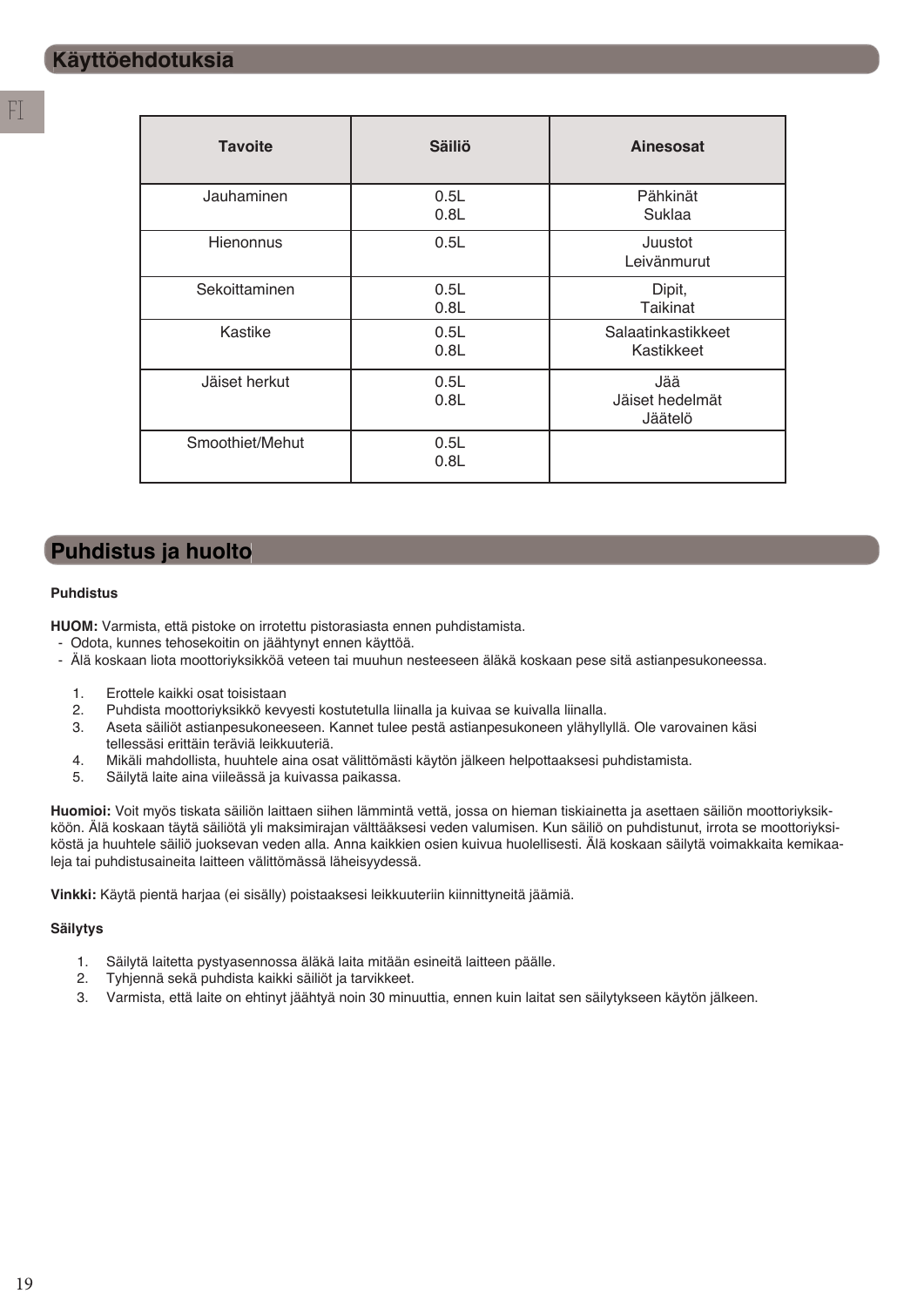## Käyttöehdotuksia

| Tavoite | Säiliö | Ainesosat |
|---|---|---|
| Jauhaminen | 0.5L<br>0.8L | Pähkinät<br>Suklaa |
| Hienonnus | 0.5L | Juustot<br>Leivänmurut |
| Sekoittaminen | 0.5L<br>0.8L | Dipit,<br>Taikinat |
| Kastike | 0.5L<br>0.8L | Salaatinkastikkeet<br>Kastikkeet |
| Jäiset herkut | 0.5L<br>0.8L | Jää<br>Jäiset hedelmät<br>Jäätelö |
| Smoothiet/Mehut | 0.5L<br>0.8L | |

## Puhdistus ja huolto

**Puhdistus**

**HUOM:** Varmista, että pistoke on irrotettu pistorasiasta ennen puhdistamista.
- Odota, kunnes tehosekoitin on jäähtynyt ennen käyttöä.
- Älä koskaan liota moottoriyksikköä veteen tai muuhun nesteeseen äläkä koskaan pese sitä astianpesukoneessa.

1. Erottele kaikki osat toisistaan
2. Puhdista moottoriyksikkö kevyesti kostutetulla liinalla ja kuivaa se kuivalla liinalla.
3. Aseta säiliöt astianpesukoneeseen. Kannet tulee pestä astianpesukoneen ylähyllyllä. Ole varovainen käsi tellessäsi erittäin teräviä leikkuuteriä.
4. Mikäli mahdollista, huuhtele aina osat välittömästi käytön jälkeen helpottaaksesi puhdistamista.
5. Säilytä laite aina viileässä ja kuivassa paikassa.

**Huomioi:** Voit myös tiskata säiliön laittaen siihen lämmintä vettä, jossa on hieman tiskiainetta ja asettaen säiliön moottoriyksikköön. Älä koskaan täytä säiliötä yli maksimirajan välttääksesi veden valumisen. Kun säiliö on puhdistunut, irrota se moottoriyksiköstä ja huuhtele säiliö juoksevan veden alla. Anna kaikkien osien kuivua huolellisesti. Älä koskaan säilytä voimakkaita kemikaaleja tai puhdistusaineita laitteen välittömässä läheisyydessä.

**Vinkki:** Käytä pientä harjaa (ei sisälly) poistaaksesi leikkuuteriin kiinnittyneitä jäämiä.

**Säilytys**

1. Säilytä laitetta pystyasennossa äläkä laita mitään esineitä laitteen päälle.
2. Tyhjennä sekä puhdista kaikki säiliöt ja tarvikkeet.
3. Varmista, että laite on ehtinyt jäähtyä noin 30 minuuttia, ennen kuin laitat sen säilytykseen käytön jälkeen.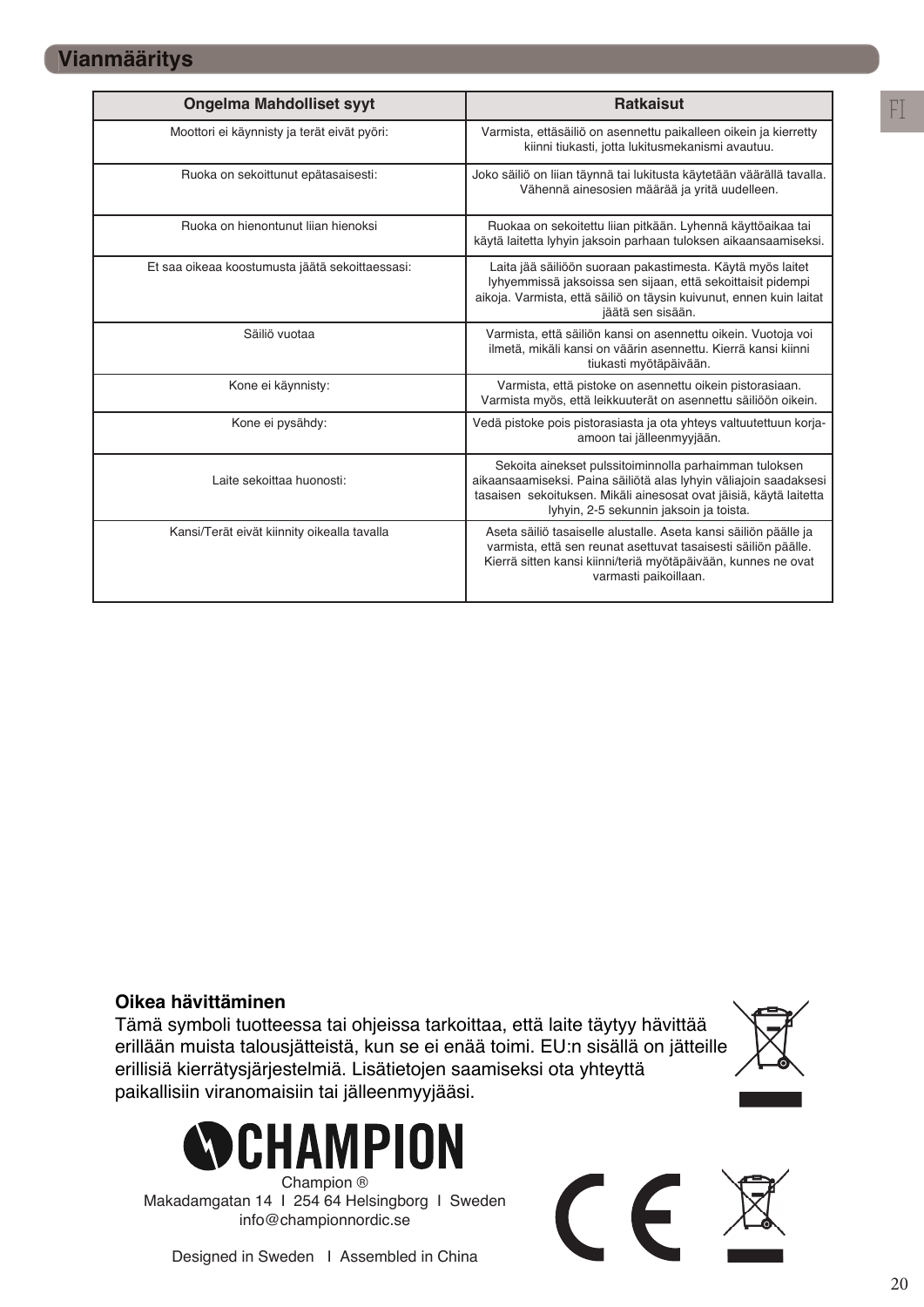## Vianmääritys

| Ongelma Mahdolliset syyt | Ratkaisut |
|---|---|
| Moottori ei käynnisty ja terät eivät pyöri: | Varmista, ettäsäiliö on asennettu paikalleen oikein ja kierretty kiinni tiukasti, jotta lukitusmekanismi avautuu. |
| Ruoka on sekoittunut epätasaisesti: | Joko säiliö on liian täynnä tai lukitusta käytetään väärällä tavalla. Vähennä ainesosien määrää ja yritä uudelleen. |
| Ruoka on hienontunut liian hienoksi | Ruokaa on sekoitettu liian pitkään. Lyhennä käyttöaikaa tai käytä laitetta lyhyin jaksoin parhaan tuloksen aikaansaamiseksi. |
| Et saa oikeaa koostumusta jäätä sekoittaessasi: | Laita jää säiliöön suoraan pakastimesta. Käytä myös laitet lyhyemmissä jaksoissa sen sijaan, että sekoittaisit pidempi aikoja. Varmista, että säiliö on täysin kuivunut, ennen kuin laitat jäätä sen sisään. |
| Säiliö vuotaa | Varmista, että säiliön kansi on asennettu oikein. Vuotoja voi ilmetä, mikäli kansi on väärin asennettu. Kierrä kansi kiinni tiukasti myötäpäivään. |
| Kone ei käynnisty: | Varmista, että pistoke on asennettu oikein pistorasiaan. Varmista myös, että leikkuuterät on asennettu säiliöön oikein. |
| Kone ei pysähdy: | Vedä pistoke pois pistorasiasta ja ota yhteys valtuutettuun korja-amoon tai jälleenmyyjään. |
| Laite sekoittaa huonosti: | Sekoita ainekset pulssitoiminnolla parhaimman tuloksen aikaansaamiseksi. Paina säiliötä alas lyhyin väliajoin saadaksesi tasaisen sekoituksen. Mikäli ainesosat ovat jäisiä, käytä laitetta lyhyin, 2-5 sekunnin jaksoin ja toista. |
| Kansi/Terät eivät kiinnity oikealla tavalla | Aseta säiliö tasaiselle alustalle. Aseta kansi säiliön päälle ja varmista, että sen reunat asettuvat tasaisesti säiliön päälle. Kierrä sitten kansi kiinni/teriä myötäpäivään, kunnes ne ovat varmasti paikoillaan. |

**Oikea hävittäminen**

Tämä symboli tuotteessa tai ohjeissa tarkoittaa, että laite täytyy hävittää erillään muista talousjätteistä, kun se ei enää toimi. EU:n sisällä on jätteille erillisiä kierrätysjärjestelmiä. Lisätietojen saamiseksi ota yhteyttä paikallisiin viranomaisiin tai jälleenmyyjääsi.

CHAMPION

Champion ®
Makadamgatan 14 I 254 64 Helsingborg I Sweden
info@championnordic.se

Designed in Sweden I Assembled in China